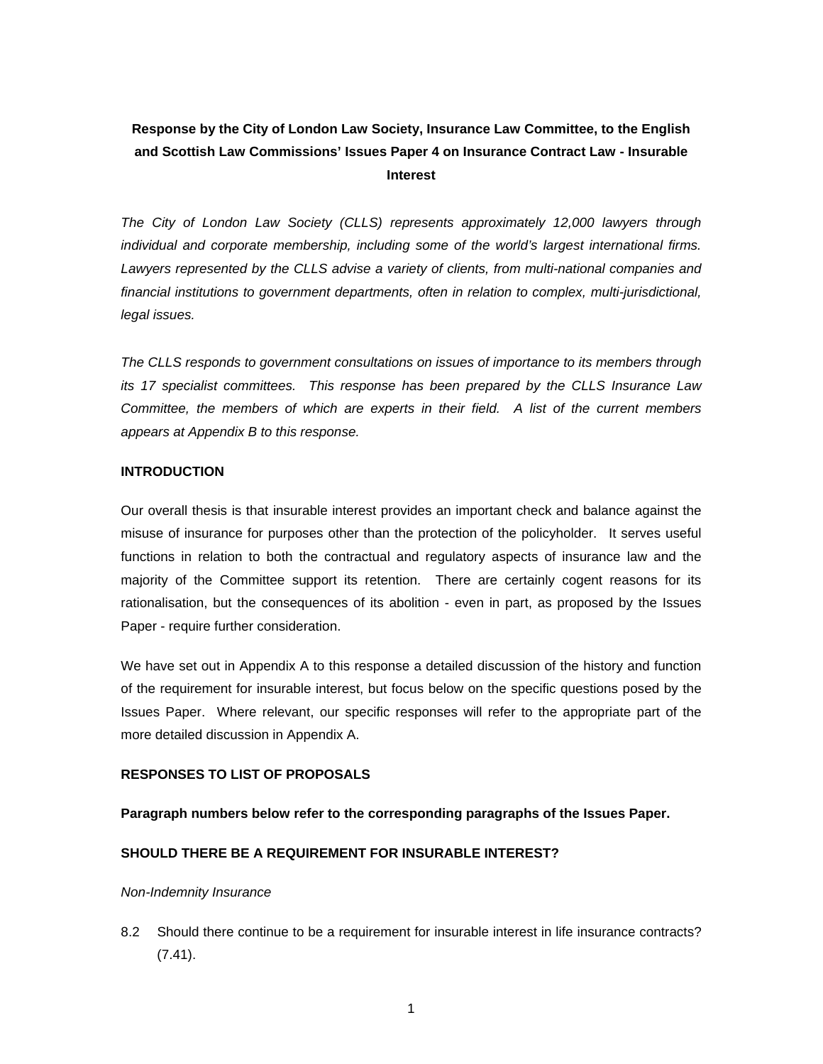# Response by the City of London Law Society, Insurance Law Committee, to the English and Scottish Law Commissions' Issues Paper 4 on Insurance Contract Law - Insurable Interest

*The City of London Law Society (CLLS) represents approximately 12,000 lawyers through individual and corporate membership, including some of the world's largest international firms. Lawyers represented by the CLLS advise a variety of clients, from multi-national companies and financial institutions to government departments, often in relation to complex, multi-jurisdictional, legal issues.*

*The CLLS responds to government consultations on issues of importance to its members through its 17 specialist committees. This response has been prepared by the CLLS Insurance Law Committee, the members of which are experts in their field. A list of the current members appears at Appendix B to this response.*

## INTRODUCTION

Our overall thesis is that insurable interest provides an important check and balance against the misuse of insurance for purposes other than the protection of the policyholder. It serves useful functions in relation to both the contractual and regulatory aspects of insurance law and the majority of the Committee support its retention. There are certainly cogent reasons for its rationalisation, but the consequences of its abolition - even in part, as proposed by the Issues Paper - require further consideration.

We have set out in Appendix A to this response a detailed discussion of the history and function of the requirement for insurable interest, but focus below on the specific questions posed by the Issues Paper. Where relevant, our specific responses will refer to the appropriate part of the more detailed discussion in Appendix A.

## RESPONSES TO LIST OF PROPOSALS

**Paragraph numbers below refer to the corresponding paragraphs of the Issues Paper.**

## SHOULD THERE BE A REQUIREMENT FOR INSURABLE INTEREST?

*Non-Indemnity Insurance*

8.2 Should there continue to be a requirement for insurable interest in life insurance contracts? (7.41).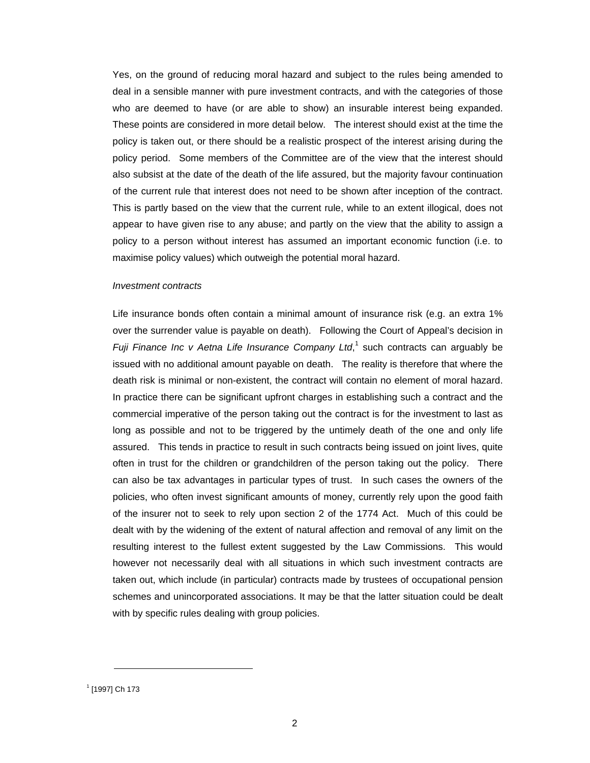Yes, on the ground of reducing moral hazard and subject to the rules being amended to deal in a sensible manner with pure investment contracts, and with the categories of those who are deemed to have (or are able to show) an insurable interest being expanded. These points are considered in more detail below. The interest should exist at the time the policy is taken out, or there should be a realistic prospect of the interest arising during the policy period. Some members of the Committee are of the view that the interest should also subsist at the date of the death of the life assured, but the majority favour continuation of the current rule that interest does not need to be shown after inception of the contract. This is partly based on the view that the current rule, while to an extent illogical, does not appear to have given rise to any abuse; and partly on the view that the ability to assign a policy to a person without interest has assumed an important economic function (i.e. to maximise policy values) which outweigh the potential moral hazard.

*Investment contracts*

Life insurance bonds often contain a minimal amount of insurance risk (e.g. an extra 1% over the surrender value is payable on death). Following the Court of Appeal's decision in *Fuji Finance Inc v Aetna Life Insurance Company Ltd*,[1] such contracts can arguably be issued with no additional amount payable on death. The reality is therefore that where the death risk is minimal or non-existent, the contract will contain no element of moral hazard. In practice there can be significant upfront charges in establishing such a contract and the commercial imperative of the person taking out the contract is for the investment to last as long as possible and not to be triggered by the untimely death of the one and only life assured. This tends in practice to result in such contracts being issued on joint lives, quite often in trust for the children or grandchildren of the person taking out the policy. There can also be tax advantages in particular types of trust. In such cases the owners of the policies, who often invest significant amounts of money, currently rely upon the good faith of the insurer not to seek to rely upon section 2 of the 1774 Act. Much of this could be dealt with by the widening of the extent of natural affection and removal of any limit on the resulting interest to the fullest extent suggested by the Law Commissions. This would however not necessarily deal with all situations in which such investment contracts are taken out, which include (in particular) contracts made by trustees of occupational pension schemes and unincorporated associations. It may be that the latter situation could be dealt with by specific rules dealing with group policies.

---

[1] [1997] Ch 173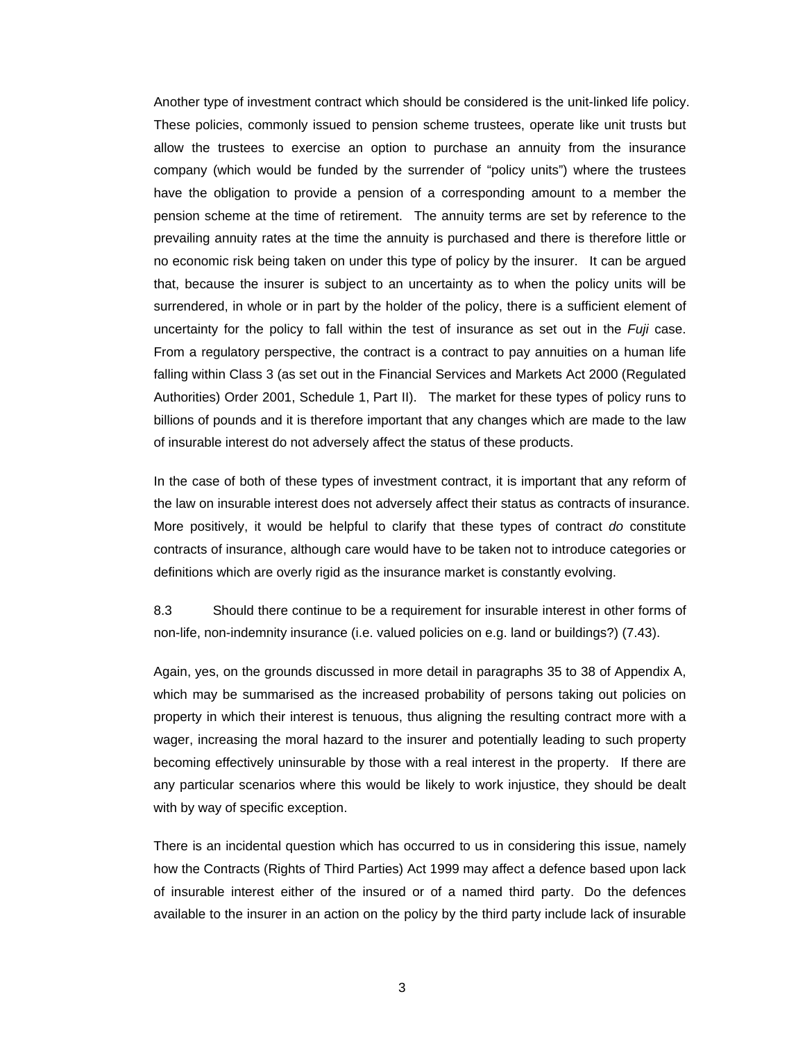Another type of investment contract which should be considered is the unit-linked life policy. These policies, commonly issued to pension scheme trustees, operate like unit trusts but allow the trustees to exercise an option to purchase an annuity from the insurance company (which would be funded by the surrender of "policy units") where the trustees have the obligation to provide a pension of a corresponding amount to a member the pension scheme at the time of retirement. The annuity terms are set by reference to the prevailing annuity rates at the time the annuity is purchased and there is therefore little or no economic risk being taken on under this type of policy by the insurer. It can be argued that, because the insurer is subject to an uncertainty as to when the policy units will be surrendered, in whole or in part by the holder of the policy, there is a sufficient element of uncertainty for the policy to fall within the test of insurance as set out in the *Fuji* case. From a regulatory perspective, the contract is a contract to pay annuities on a human life falling within Class 3 (as set out in the Financial Services and Markets Act 2000 (Regulated Authorities) Order 2001, Schedule 1, Part II). The market for these types of policy runs to billions of pounds and it is therefore important that any changes which are made to the law of insurable interest do not adversely affect the status of these products.

In the case of both of these types of investment contract, it is important that any reform of the law on insurable interest does not adversely affect their status as contracts of insurance. More positively, it would be helpful to clarify that these types of contract *do* constitute contracts of insurance, although care would have to be taken not to introduce categories or definitions which are overly rigid as the insurance market is constantly evolving.

8.3 Should there continue to be a requirement for insurable interest in other forms of non-life, non-indemnity insurance (i.e. valued policies on e.g. land or buildings?) (7.43).

Again, yes, on the grounds discussed in more detail in paragraphs 35 to 38 of Appendix A, which may be summarised as the increased probability of persons taking out policies on property in which their interest is tenuous, thus aligning the resulting contract more with a wager, increasing the moral hazard to the insurer and potentially leading to such property becoming effectively uninsurable by those with a real interest in the property. If there are any particular scenarios where this would be likely to work injustice, they should be dealt with by way of specific exception.

There is an incidental question which has occurred to us in considering this issue, namely how the Contracts (Rights of Third Parties) Act 1999 may affect a defence based upon lack of insurable interest either of the insured or of a named third party. Do the defences available to the insurer in an action on the policy by the third party include lack of insurable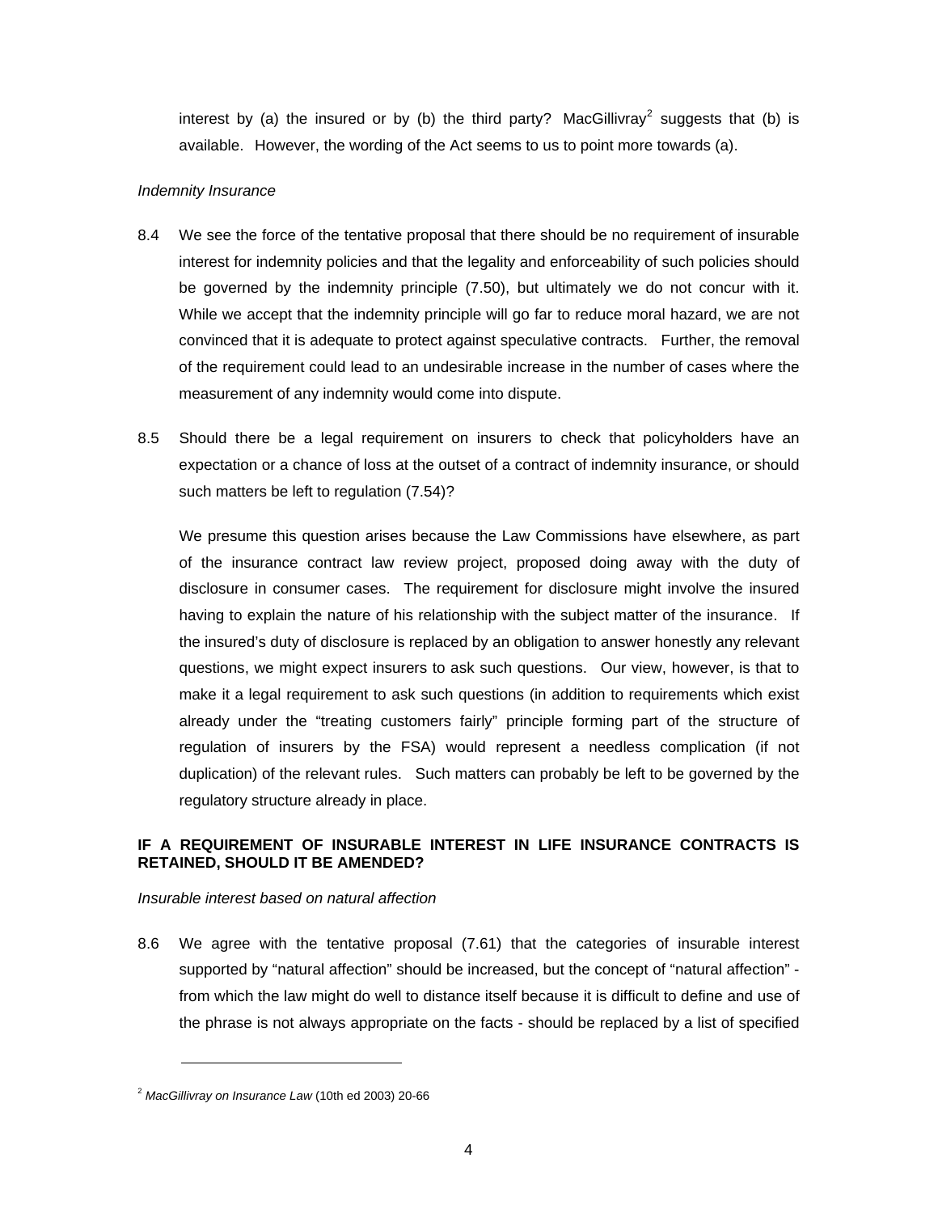interest by (a) the insured or by (b) the third party? MacGillivray[2] suggests that (b) is available. However, the wording of the Act seems to us to point more towards (a).

*Indemnity Insurance*

8.4 We see the force of the tentative proposal that there should be no requirement of insurable interest for indemnity policies and that the legality and enforceability of such policies should be governed by the indemnity principle (7.50), but ultimately we do not concur with it. While we accept that the indemnity principle will go far to reduce moral hazard, we are not convinced that it is adequate to protect against speculative contracts. Further, the removal of the requirement could lead to an undesirable increase in the number of cases where the measurement of any indemnity would come into dispute.

8.5 Should there be a legal requirement on insurers to check that policyholders have an expectation or a chance of loss at the outset of a contract of indemnity insurance, or should such matters be left to regulation (7.54)?

We presume this question arises because the Law Commissions have elsewhere, as part of the insurance contract law review project, proposed doing away with the duty of disclosure in consumer cases. The requirement for disclosure might involve the insured having to explain the nature of his relationship with the subject matter of the insurance. If the insured's duty of disclosure is replaced by an obligation to answer honestly any relevant questions, we might expect insurers to ask such questions. Our view, however, is that to make it a legal requirement to ask such questions (in addition to requirements which exist already under the "treating customers fairly" principle forming part of the structure of regulation of insurers by the FSA) would represent a needless complication (if not duplication) of the relevant rules. Such matters can probably be left to be governed by the regulatory structure already in place.

**IF A REQUIREMENT OF INSURABLE INTEREST IN LIFE INSURANCE CONTRACTS IS RETAINED, SHOULD IT BE AMENDED?**

*Insurable interest based on natural affection*

8.6 We agree with the tentative proposal (7.61) that the categories of insurable interest supported by "natural affection" should be increased, but the concept of "natural affection" - from which the law might do well to distance itself because it is difficult to define and use of the phrase is not always appropriate on the facts - should be replaced by a list of specified

---

[2] *MacGillivray on Insurance Law* (10th ed 2003) 20-66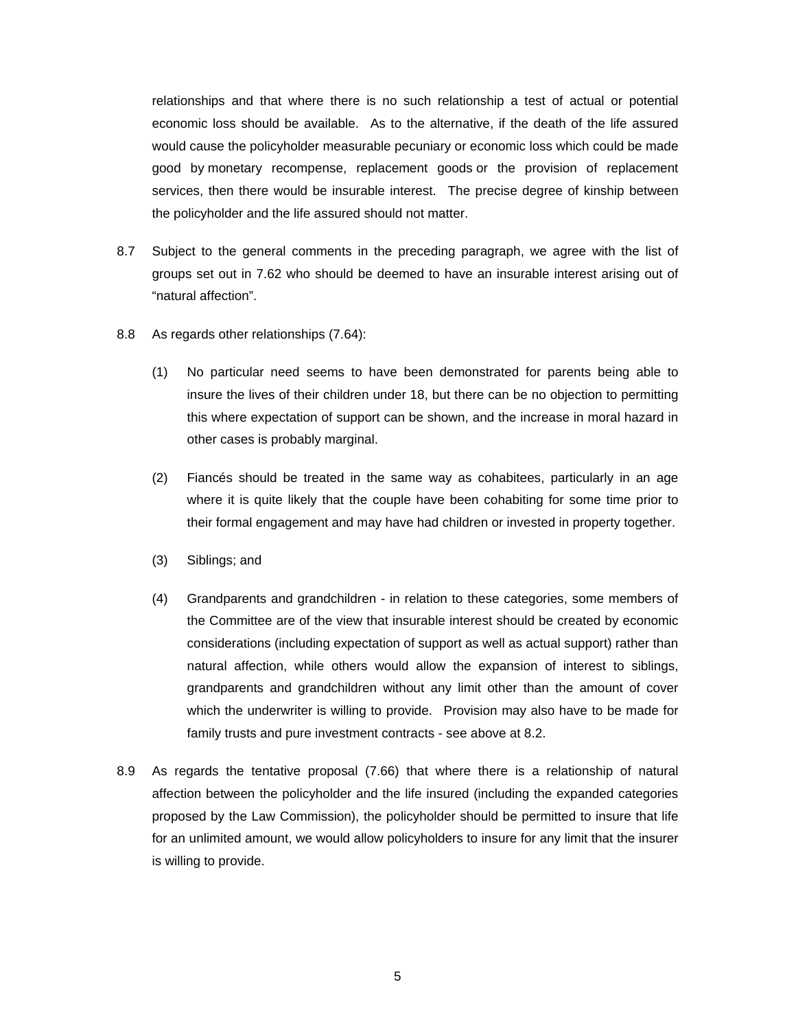relationships and that where there is no such relationship a test of actual or potential economic loss should be available. As to the alternative, if the death of the life assured would cause the policyholder measurable pecuniary or economic loss which could be made good by monetary recompense, replacement goods or the provision of replacement services, then there would be insurable interest. The precise degree of kinship between the policyholder and the life assured should not matter.

8.7 Subject to the general comments in the preceding paragraph, we agree with the list of groups set out in 7.62 who should be deemed to have an insurable interest arising out of "natural affection".

8.8 As regards other relationships (7.64):

(1) No particular need seems to have been demonstrated for parents being able to insure the lives of their children under 18, but there can be no objection to permitting this where expectation of support can be shown, and the increase in moral hazard in other cases is probably marginal.

(2) Fiancés should be treated in the same way as cohabitees, particularly in an age where it is quite likely that the couple have been cohabiting for some time prior to their formal engagement and may have had children or invested in property together.

(3) Siblings; and

(4) Grandparents and grandchildren - in relation to these categories, some members of the Committee are of the view that insurable interest should be created by economic considerations (including expectation of support as well as actual support) rather than natural affection, while others would allow the expansion of interest to siblings, grandparents and grandchildren without any limit other than the amount of cover which the underwriter is willing to provide. Provision may also have to be made for family trusts and pure investment contracts - see above at 8.2.

8.9 As regards the tentative proposal (7.66) that where there is a relationship of natural affection between the policyholder and the life insured (including the expanded categories proposed by the Law Commission), the policyholder should be permitted to insure that life for an unlimited amount, we would allow policyholders to insure for any limit that the insurer is willing to provide.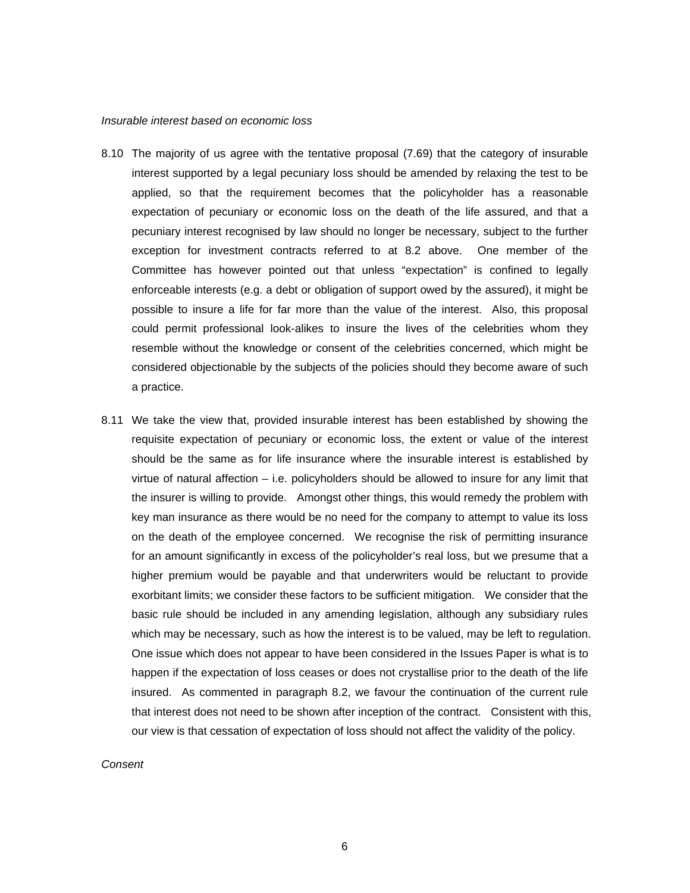*Insurable interest based on economic loss*

8.10 The majority of us agree with the tentative proposal (7.69) that the category of insurable interest supported by a legal pecuniary loss should be amended by relaxing the test to be applied, so that the requirement becomes that the policyholder has a reasonable expectation of pecuniary or economic loss on the death of the life assured, and that a pecuniary interest recognised by law should no longer be necessary, subject to the further exception for investment contracts referred to at 8.2 above. One member of the Committee has however pointed out that unless "expectation" is confined to legally enforceable interests (e.g. a debt or obligation of support owed by the assured), it might be possible to insure a life for far more than the value of the interest. Also, this proposal could permit professional look-alikes to insure the lives of the celebrities whom they resemble without the knowledge or consent of the celebrities concerned, which might be considered objectionable by the subjects of the policies should they become aware of such a practice.

8.11 We take the view that, provided insurable interest has been established by showing the requisite expectation of pecuniary or economic loss, the extent or value of the interest should be the same as for life insurance where the insurable interest is established by virtue of natural affection – i.e. policyholders should be allowed to insure for any limit that the insurer is willing to provide. Amongst other things, this would remedy the problem with key man insurance as there would be no need for the company to attempt to value its loss on the death of the employee concerned. We recognise the risk of permitting insurance for an amount significantly in excess of the policyholder's real loss, but we presume that a higher premium would be payable and that underwriters would be reluctant to provide exorbitant limits; we consider these factors to be sufficient mitigation. We consider that the basic rule should be included in any amending legislation, although any subsidiary rules which may be necessary, such as how the interest is to be valued, may be left to regulation. One issue which does not appear to have been considered in the Issues Paper is what is to happen if the expectation of loss ceases or does not crystallise prior to the death of the life insured. As commented in paragraph 8.2, we favour the continuation of the current rule that interest does not need to be shown after inception of the contract. Consistent with this, our view is that cessation of expectation of loss should not affect the validity of the policy.

*Consent*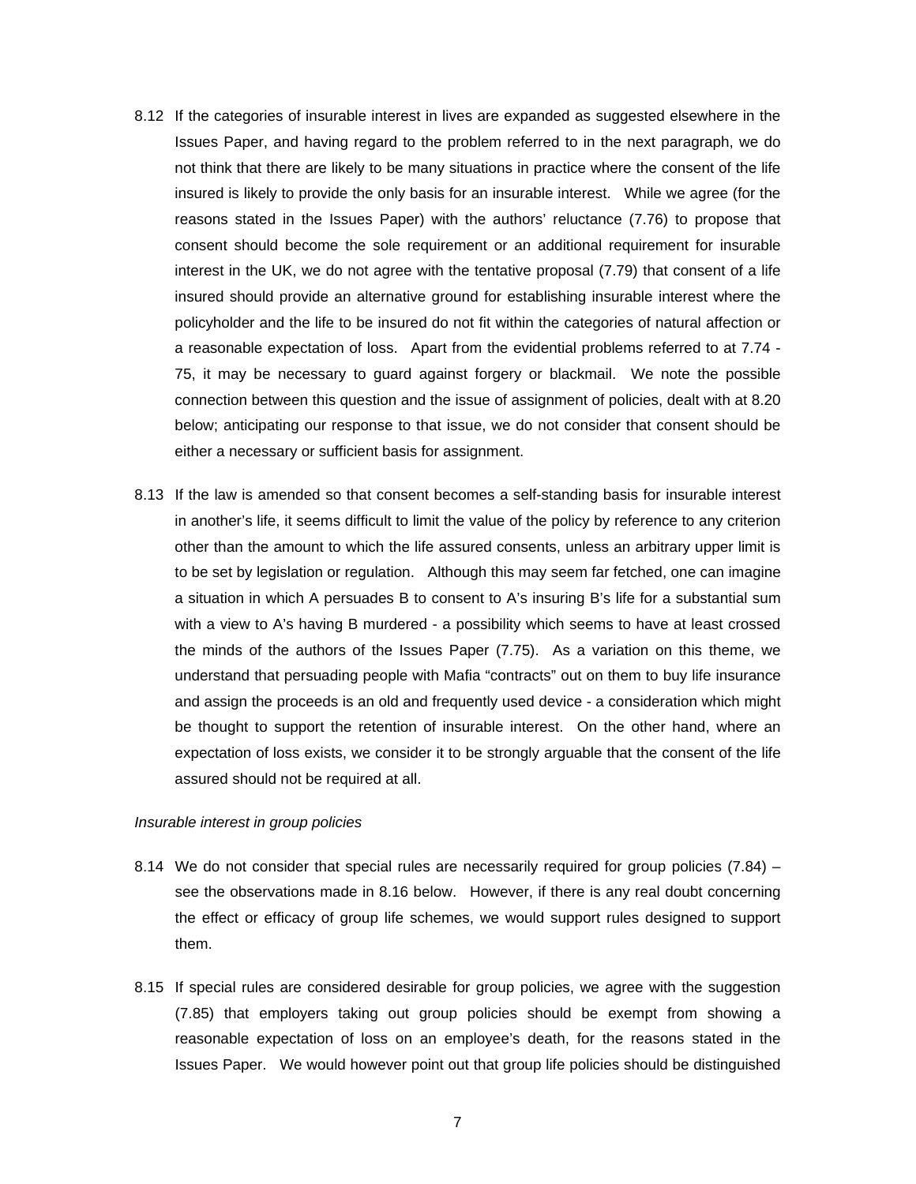8.12 If the categories of insurable interest in lives are expanded as suggested elsewhere in the Issues Paper, and having regard to the problem referred to in the next paragraph, we do not think that there are likely to be many situations in practice where the consent of the life insured is likely to provide the only basis for an insurable interest. While we agree (for the reasons stated in the Issues Paper) with the authors' reluctance (7.76) to propose that consent should become the sole requirement or an additional requirement for insurable interest in the UK, we do not agree with the tentative proposal (7.79) that consent of a life insured should provide an alternative ground for establishing insurable interest where the policyholder and the life to be insured do not fit within the categories of natural affection or a reasonable expectation of loss. Apart from the evidential problems referred to at 7.74 - 75, it may be necessary to guard against forgery or blackmail. We note the possible connection between this question and the issue of assignment of policies, dealt with at 8.20 below; anticipating our response to that issue, we do not consider that consent should be either a necessary or sufficient basis for assignment.

8.13 If the law is amended so that consent becomes a self-standing basis for insurable interest in another's life, it seems difficult to limit the value of the policy by reference to any criterion other than the amount to which the life assured consents, unless an arbitrary upper limit is to be set by legislation or regulation. Although this may seem far fetched, one can imagine a situation in which A persuades B to consent to A's insuring B's life for a substantial sum with a view to A's having B murdered - a possibility which seems to have at least crossed the minds of the authors of the Issues Paper (7.75). As a variation on this theme, we understand that persuading people with Mafia "contracts" out on them to buy life insurance and assign the proceeds is an old and frequently used device - a consideration which might be thought to support the retention of insurable interest. On the other hand, where an expectation of loss exists, we consider it to be strongly arguable that the consent of the life assured should not be required at all.

*Insurable interest in group policies*

8.14 We do not consider that special rules are necessarily required for group policies (7.84) – see the observations made in 8.16 below. However, if there is any real doubt concerning the effect or efficacy of group life schemes, we would support rules designed to support them.

8.15 If special rules are considered desirable for group policies, we agree with the suggestion (7.85) that employers taking out group policies should be exempt from showing a reasonable expectation of loss on an employee's death, for the reasons stated in the Issues Paper. We would however point out that group life policies should be distinguished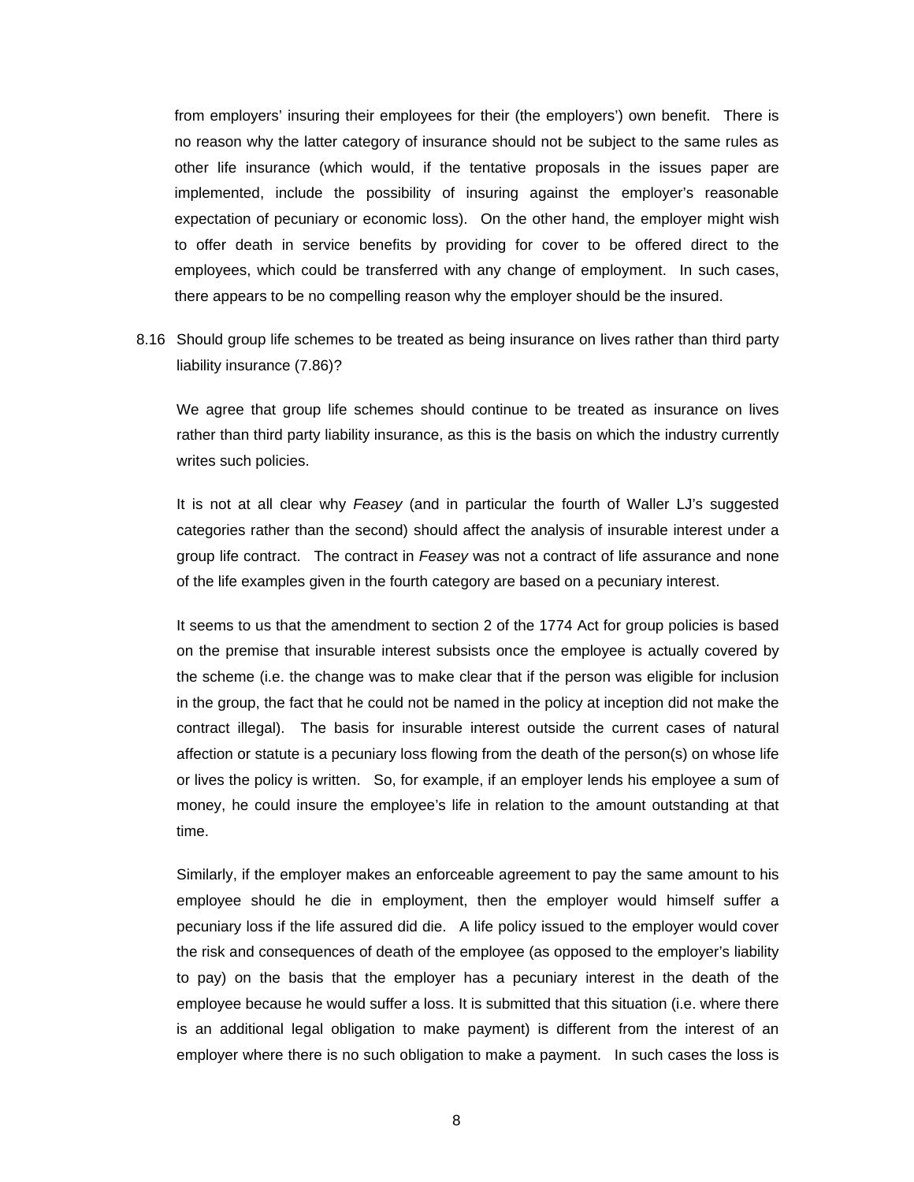from employers' insuring their employees for their (the employers') own benefit. There is no reason why the latter category of insurance should not be subject to the same rules as other life insurance (which would, if the tentative proposals in the issues paper are implemented, include the possibility of insuring against the employer's reasonable expectation of pecuniary or economic loss). On the other hand, the employer might wish to offer death in service benefits by providing for cover to be offered direct to the employees, which could be transferred with any change of employment. In such cases, there appears to be no compelling reason why the employer should be the insured.

8.16 Should group life schemes to be treated as being insurance on lives rather than third party liability insurance (7.86)?

We agree that group life schemes should continue to be treated as insurance on lives rather than third party liability insurance, as this is the basis on which the industry currently writes such policies.

It is not at all clear why *Feasey* (and in particular the fourth of Waller LJ's suggested categories rather than the second) should affect the analysis of insurable interest under a group life contract. The contract in *Feasey* was not a contract of life assurance and none of the life examples given in the fourth category are based on a pecuniary interest.

It seems to us that the amendment to section 2 of the 1774 Act for group policies is based on the premise that insurable interest subsists once the employee is actually covered by the scheme (i.e. the change was to make clear that if the person was eligible for inclusion in the group, the fact that he could not be named in the policy at inception did not make the contract illegal). The basis for insurable interest outside the current cases of natural affection or statute is a pecuniary loss flowing from the death of the person(s) on whose life or lives the policy is written. So, for example, if an employer lends his employee a sum of money, he could insure the employee's life in relation to the amount outstanding at that time.

Similarly, if the employer makes an enforceable agreement to pay the same amount to his employee should he die in employment, then the employer would himself suffer a pecuniary loss if the life assured did die. A life policy issued to the employer would cover the risk and consequences of death of the employee (as opposed to the employer's liability to pay) on the basis that the employer has a pecuniary interest in the death of the employee because he would suffer a loss. It is submitted that this situation (i.e. where there is an additional legal obligation to make payment) is different from the interest of an employer where there is no such obligation to make a payment. In such cases the loss is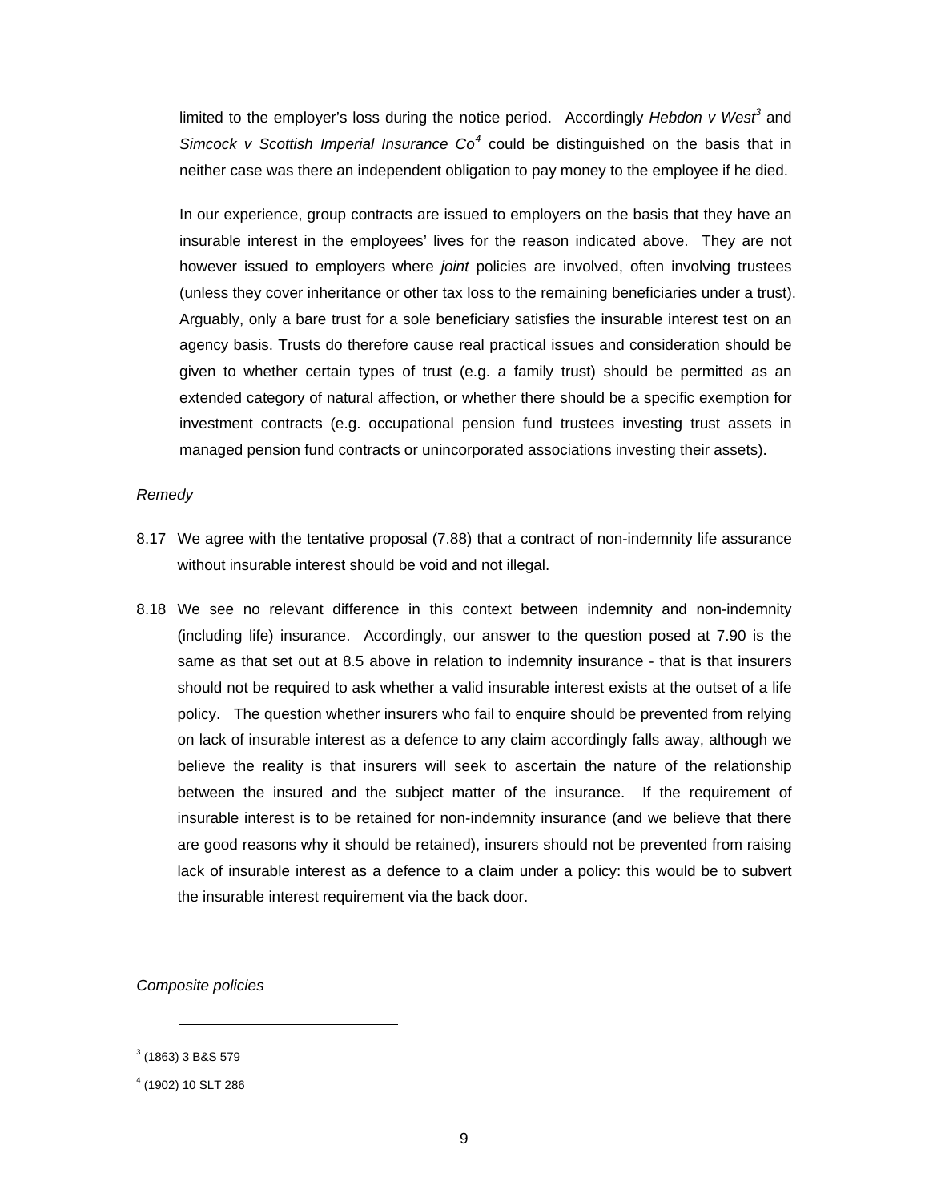limited to the employer's loss during the notice period. Accordingly *Hebdon v West*[3] and *Simcock v Scottish Imperial Insurance Co*[4] could be distinguished on the basis that in neither case was there an independent obligation to pay money to the employee if he died.

In our experience, group contracts are issued to employers on the basis that they have an insurable interest in the employees' lives for the reason indicated above. They are not however issued to employers where *joint* policies are involved, often involving trustees (unless they cover inheritance or other tax loss to the remaining beneficiaries under a trust). Arguably, only a bare trust for a sole beneficiary satisfies the insurable interest test on an agency basis. Trusts do therefore cause real practical issues and consideration should be given to whether certain types of trust (e.g. a family trust) should be permitted as an extended category of natural affection, or whether there should be a specific exemption for investment contracts (e.g. occupational pension fund trustees investing trust assets in managed pension fund contracts or unincorporated associations investing their assets).

*Remedy*

8.17 We agree with the tentative proposal (7.88) that a contract of non-indemnity life assurance without insurable interest should be void and not illegal.

8.18 We see no relevant difference in this context between indemnity and non-indemnity (including life) insurance. Accordingly, our answer to the question posed at 7.90 is the same as that set out at 8.5 above in relation to indemnity insurance - that is that insurers should not be required to ask whether a valid insurable interest exists at the outset of a life policy. The question whether insurers who fail to enquire should be prevented from relying on lack of insurable interest as a defence to any claim accordingly falls away, although we believe the reality is that insurers will seek to ascertain the nature of the relationship between the insured and the subject matter of the insurance. If the requirement of insurable interest is to be retained for non-indemnity insurance (and we believe that there are good reasons why it should be retained), insurers should not be prevented from raising lack of insurable interest as a defence to a claim under a policy: this would be to subvert the insurable interest requirement via the back door.

*Composite policies*

---

[3] (1863) 3 B&S 579

[4] (1902) 10 SLT 286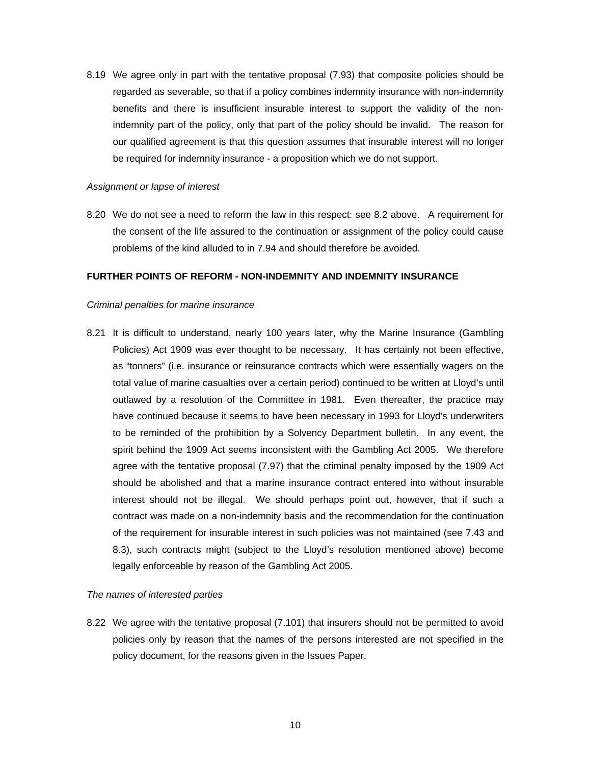8.19 We agree only in part with the tentative proposal (7.93) that composite policies should be regarded as severable, so that if a policy combines indemnity insurance with non-indemnity benefits and there is insufficient insurable interest to support the validity of the non-indemnity part of the policy, only that part of the policy should be invalid. The reason for our qualified agreement is that this question assumes that insurable interest will no longer be required for indemnity insurance - a proposition which we do not support.

*Assignment or lapse of interest*

8.20 We do not see a need to reform the law in this respect: see 8.2 above. A requirement for the consent of the life assured to the continuation or assignment of the policy could cause problems of the kind alluded to in 7.94 and should therefore be avoided.

**FURTHER POINTS OF REFORM - NON-INDEMNITY AND INDEMNITY INSURANCE**

*Criminal penalties for marine insurance*

8.21 It is difficult to understand, nearly 100 years later, why the Marine Insurance (Gambling Policies) Act 1909 was ever thought to be necessary. It has certainly not been effective, as "tonners" (i.e. insurance or reinsurance contracts which were essentially wagers on the total value of marine casualties over a certain period) continued to be written at Lloyd's until outlawed by a resolution of the Committee in 1981. Even thereafter, the practice may have continued because it seems to have been necessary in 1993 for Lloyd's underwriters to be reminded of the prohibition by a Solvency Department bulletin. In any event, the spirit behind the 1909 Act seems inconsistent with the Gambling Act 2005. We therefore agree with the tentative proposal (7.97) that the criminal penalty imposed by the 1909 Act should be abolished and that a marine insurance contract entered into without insurable interest should not be illegal. We should perhaps point out, however, that if such a contract was made on a non-indemnity basis and the recommendation for the continuation of the requirement for insurable interest in such policies was not maintained (see 7.43 and 8.3), such contracts might (subject to the Lloyd's resolution mentioned above) become legally enforceable by reason of the Gambling Act 2005.

*The names of interested parties*

8.22 We agree with the tentative proposal (7.101) that insurers should not be permitted to avoid policies only by reason that the names of the persons interested are not specified in the policy document, for the reasons given in the Issues Paper.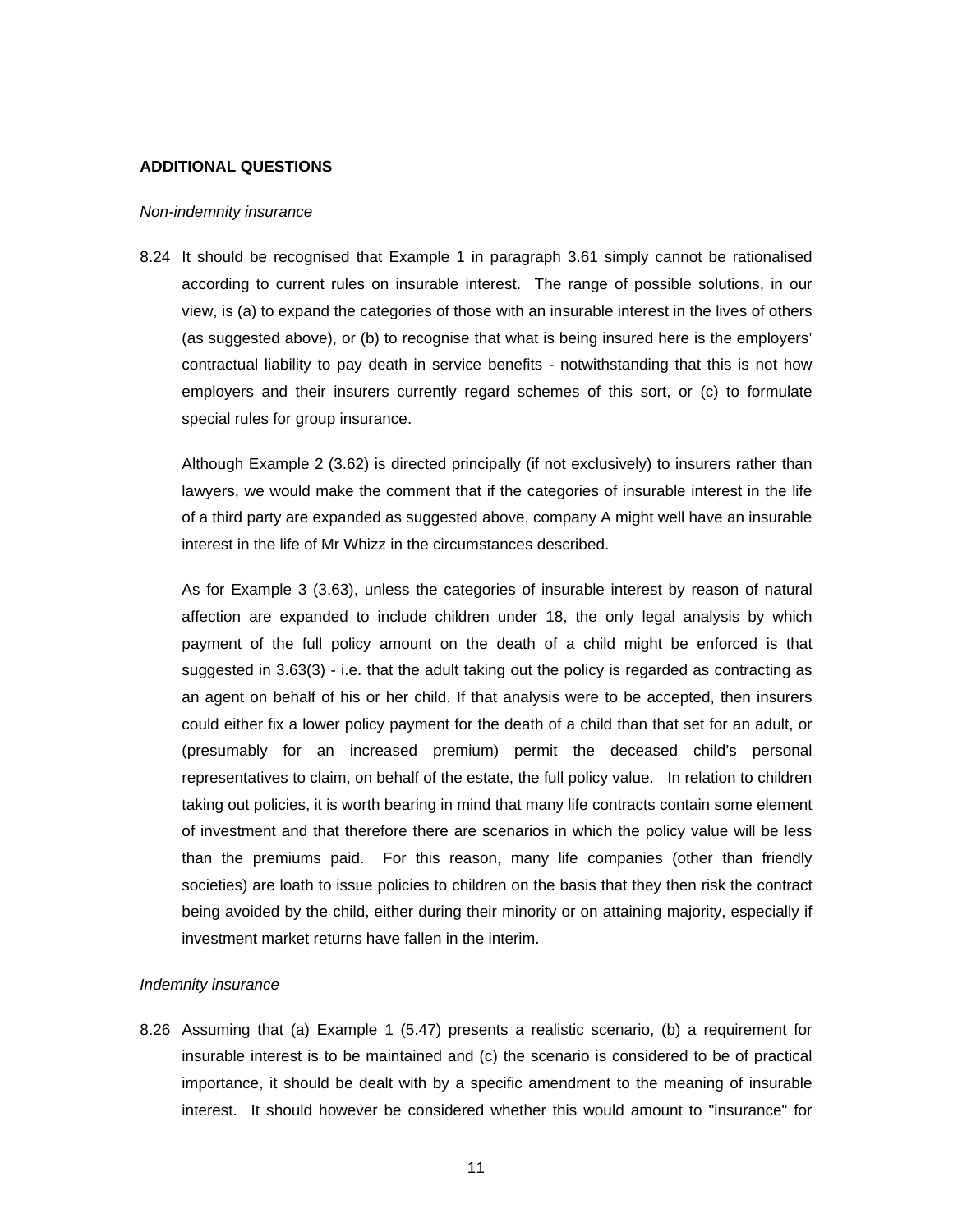**ADDITIONAL QUESTIONS**

*Non-indemnity insurance*

8.24 It should be recognised that Example 1 in paragraph 3.61 simply cannot be rationalised according to current rules on insurable interest. The range of possible solutions, in our view, is (a) to expand the categories of those with an insurable interest in the lives of others (as suggested above), or (b) to recognise that what is being insured here is the employers' contractual liability to pay death in service benefits - notwithstanding that this is not how employers and their insurers currently regard schemes of this sort, or (c) to formulate special rules for group insurance.

Although Example 2 (3.62) is directed principally (if not exclusively) to insurers rather than lawyers, we would make the comment that if the categories of insurable interest in the life of a third party are expanded as suggested above, company A might well have an insurable interest in the life of Mr Whizz in the circumstances described.

As for Example 3 (3.63), unless the categories of insurable interest by reason of natural affection are expanded to include children under 18, the only legal analysis by which payment of the full policy amount on the death of a child might be enforced is that suggested in 3.63(3) - i.e. that the adult taking out the policy is regarded as contracting as an agent on behalf of his or her child. If that analysis were to be accepted, then insurers could either fix a lower policy payment for the death of a child than that set for an adult, or (presumably for an increased premium) permit the deceased child's personal representatives to claim, on behalf of the estate, the full policy value. In relation to children taking out policies, it is worth bearing in mind that many life contracts contain some element of investment and that therefore there are scenarios in which the policy value will be less than the premiums paid. For this reason, many life companies (other than friendly societies) are loath to issue policies to children on the basis that they then risk the contract being avoided by the child, either during their minority or on attaining majority, especially if investment market returns have fallen in the interim.

*Indemnity insurance*

8.26 Assuming that (a) Example 1 (5.47) presents a realistic scenario, (b) a requirement for insurable interest is to be maintained and (c) the scenario is considered to be of practical importance, it should be dealt with by a specific amendment to the meaning of insurable interest. It should however be considered whether this would amount to "insurance" for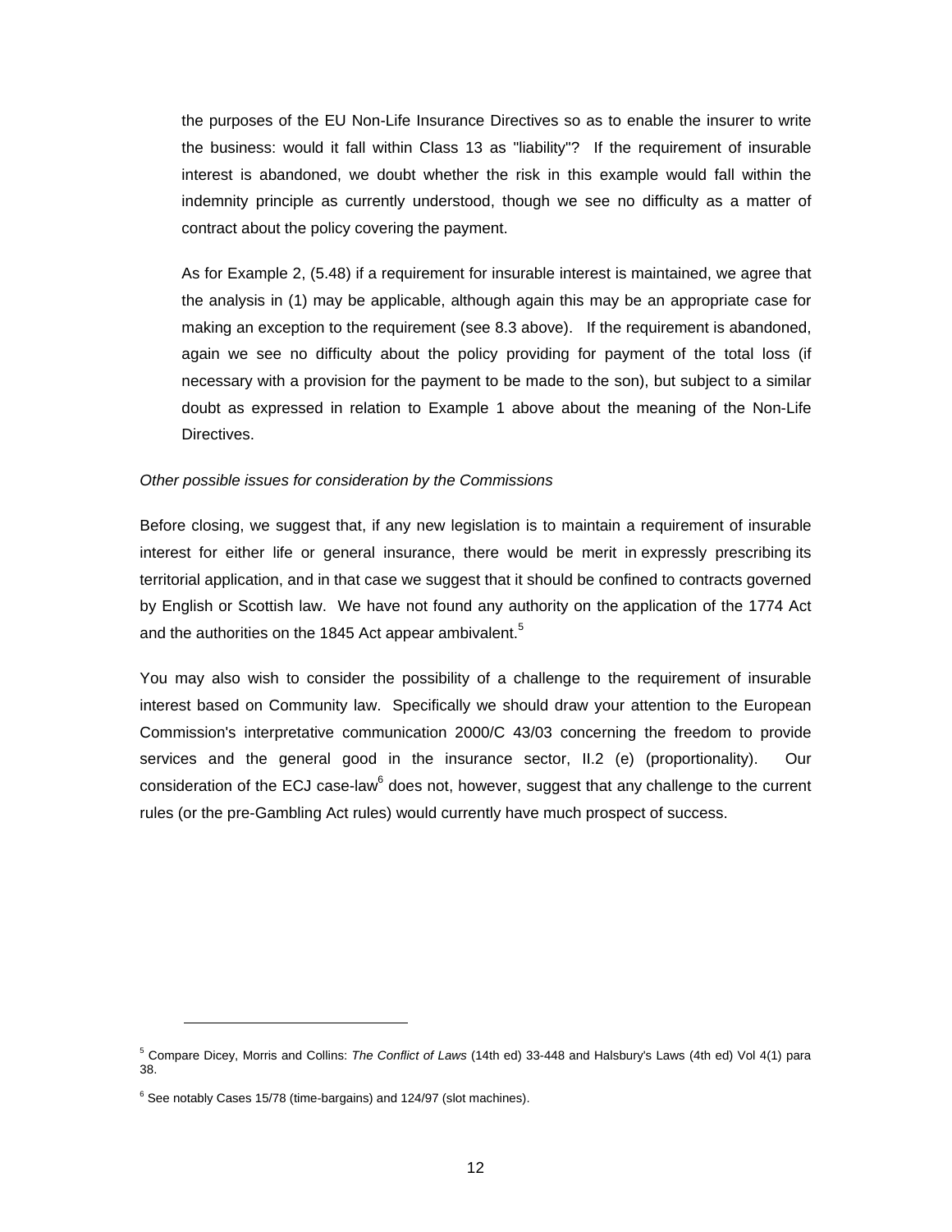the purposes of the EU Non-Life Insurance Directives so as to enable the insurer to write the business: would it fall within Class 13 as "liability"? If the requirement of insurable interest is abandoned, we doubt whether the risk in this example would fall within the indemnity principle as currently understood, though we see no difficulty as a matter of contract about the policy covering the payment.

As for Example 2, (5.48) if a requirement for insurable interest is maintained, we agree that the analysis in (1) may be applicable, although again this may be an appropriate case for making an exception to the requirement (see 8.3 above). If the requirement is abandoned, again we see no difficulty about the policy providing for payment of the total loss (if necessary with a provision for the payment to be made to the son), but subject to a similar doubt as expressed in relation to Example 1 above about the meaning of the Non-Life Directives.

*Other possible issues for consideration by the Commissions*

Before closing, we suggest that, if any new legislation is to maintain a requirement of insurable interest for either life or general insurance, there would be merit in expressly prescribing its territorial application, and in that case we suggest that it should be confined to contracts governed by English or Scottish law. We have not found any authority on the application of the 1774 Act and the authorities on the 1845 Act appear ambivalent.[5]

You may also wish to consider the possibility of a challenge to the requirement of insurable interest based on Community law. Specifically we should draw your attention to the European Commission's interpretative communication 2000/C 43/03 concerning the freedom to provide services and the general good in the insurance sector, II.2 (e) (proportionality). Our consideration of the ECJ case-law[6] does not, however, suggest that any challenge to the current rules (or the pre-Gambling Act rules) would currently have much prospect of success.

[5] Compare Dicey, Morris and Collins: *The Conflict of Laws* (14th ed) 33-448 and Halsbury's Laws (4th ed) Vol 4(1) para 38.

[6] See notably Cases 15/78 (time-bargains) and 124/97 (slot machines).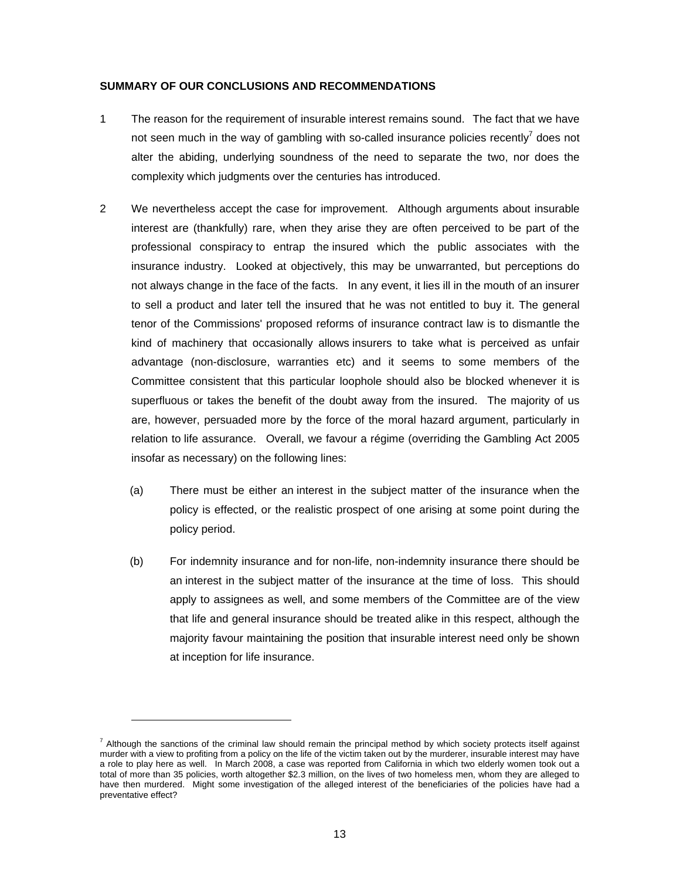**SUMMARY OF OUR CONCLUSIONS AND RECOMMENDATIONS**

1 The reason for the requirement of insurable interest remains sound. The fact that we have not seen much in the way of gambling with so-called insurance policies recently[7] does not alter the abiding, underlying soundness of the need to separate the two, nor does the complexity which judgments over the centuries has introduced.

2 We nevertheless accept the case for improvement. Although arguments about insurable interest are (thankfully) rare, when they arise they are often perceived to be part of the professional conspiracy to entrap the insured which the public associates with the insurance industry. Looked at objectively, this may be unwarranted, but perceptions do not always change in the face of the facts. In any event, it lies ill in the mouth of an insurer to sell a product and later tell the insured that he was not entitled to buy it. The general tenor of the Commissions' proposed reforms of insurance contract law is to dismantle the kind of machinery that occasionally allows insurers to take what is perceived as unfair advantage (non-disclosure, warranties etc) and it seems to some members of the Committee consistent that this particular loophole should also be blocked whenever it is superfluous or takes the benefit of the doubt away from the insured. The majority of us are, however, persuaded more by the force of the moral hazard argument, particularly in relation to life assurance. Overall, we favour a régime (overriding the Gambling Act 2005 insofar as necessary) on the following lines:

   (a) There must be either an interest in the subject matter of the insurance when the policy is effected, or the realistic prospect of one arising at some point during the policy period.

   (b) For indemnity insurance and for non-life, non-indemnity insurance there should be an interest in the subject matter of the insurance at the time of loss. This should apply to assignees as well, and some members of the Committee are of the view that life and general insurance should be treated alike in this respect, although the majority favour maintaining the position that insurable interest need only be shown at inception for life insurance.

---

[7] Although the sanctions of the criminal law should remain the principal method by which society protects itself against murder with a view to profiting from a policy on the life of the victim taken out by the murderer, insurable interest may have a role to play here as well. In March 2008, a case was reported from California in which two elderly women took out a total of more than 35 policies, worth altogether $2.3 million, on the lives of two homeless men, whom they are alleged to have then murdered. Might some investigation of the alleged interest of the beneficiaries of the policies have had a preventative effect?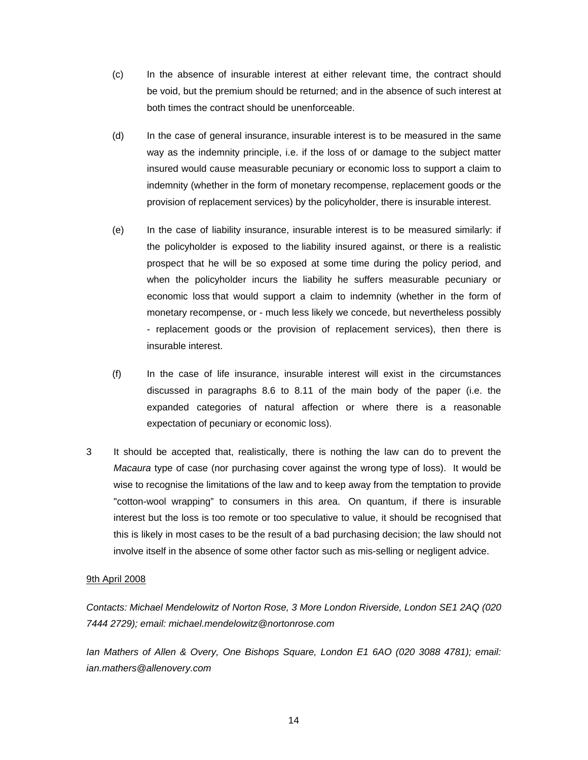(c) In the absence of insurable interest at either relevant time, the contract should be void, but the premium should be returned; and in the absence of such interest at both times the contract should be unenforceable.

(d) In the case of general insurance, insurable interest is to be measured in the same way as the indemnity principle, i.e. if the loss of or damage to the subject matter insured would cause measurable pecuniary or economic loss to support a claim to indemnity (whether in the form of monetary recompense, replacement goods or the provision of replacement services) by the policyholder, there is insurable interest.

(e) In the case of liability insurance, insurable interest is to be measured similarly: if the policyholder is exposed to the liability insured against, or there is a realistic prospect that he will be so exposed at some time during the policy period, and when the policyholder incurs the liability he suffers measurable pecuniary or economic loss that would support a claim to indemnity (whether in the form of monetary recompense, or - much less likely we concede, but nevertheless possibly - replacement goods or the provision of replacement services), then there is insurable interest.

(f) In the case of life insurance, insurable interest will exist in the circumstances discussed in paragraphs 8.6 to 8.11 of the main body of the paper (i.e. the expanded categories of natural affection or where there is a reasonable expectation of pecuniary or economic loss).

3 It should be accepted that, realistically, there is nothing the law can do to prevent the *Macaura* type of case (nor purchasing cover against the wrong type of loss). It would be wise to recognise the limitations of the law and to keep away from the temptation to provide "cotton-wool wrapping" to consumers in this area. On quantum, if there is insurable interest but the loss is too remote or too speculative to value, it should be recognised that this is likely in most cases to be the result of a bad purchasing decision; the law should not involve itself in the absence of some other factor such as mis-selling or negligent advice.

9th April 2008

*Contacts: Michael Mendelowitz of Norton Rose, 3 More London Riverside, London SE1 2AQ (020 7444 2729); email: michael.mendelowitz@nortonrose.com*

*Ian Mathers of Allen & Overy, One Bishops Square, London E1 6AO (020 3088 4781); email: ian.mathers@allenovery.com*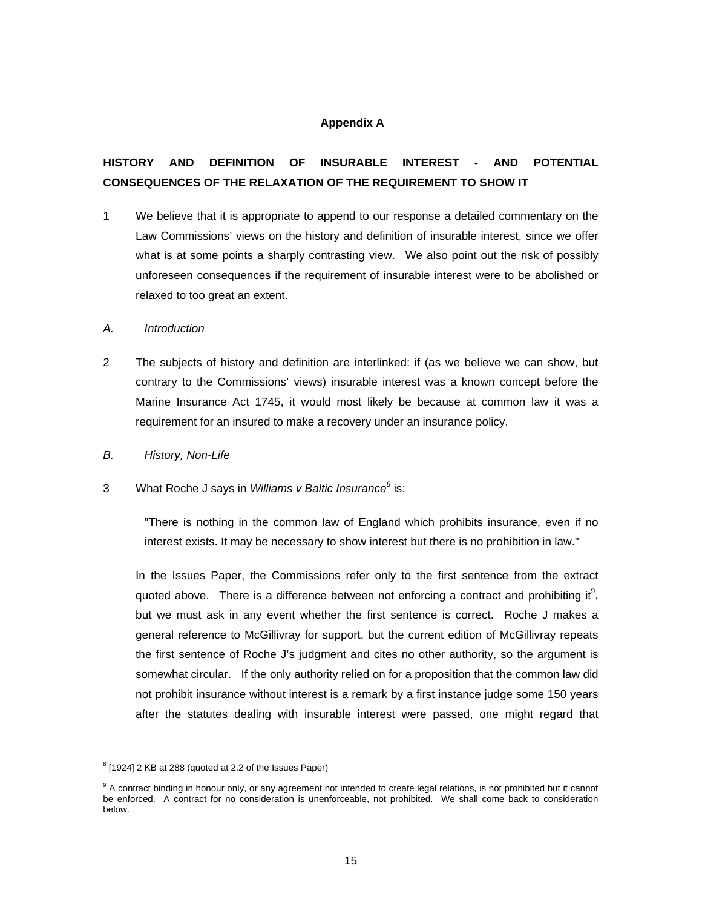**Appendix A**

**HISTORY AND DEFINITION OF INSURABLE INTEREST - AND POTENTIAL CONSEQUENCES OF THE RELAXATION OF THE REQUIREMENT TO SHOW IT**

1 We believe that it is appropriate to append to our response a detailed commentary on the Law Commissions' views on the history and definition of insurable interest, since we offer what is at some points a sharply contrasting view. We also point out the risk of possibly unforeseen consequences if the requirement of insurable interest were to be abolished or relaxed to too great an extent.

*A. Introduction*

2 The subjects of history and definition are interlinked: if (as we believe we can show, but contrary to the Commissions' views) insurable interest was a known concept before the Marine Insurance Act 1745, it would most likely be because at common law it was a requirement for an insured to make a recovery under an insurance policy.

*B. History, Non-Life*

3 What Roche J says in *Williams v Baltic Insurance*[8] is:

> "There is nothing in the common law of England which prohibits insurance, even if no interest exists. It may be necessary to show interest but there is no prohibition in law."

In the Issues Paper, the Commissions refer only to the first sentence from the extract quoted above. There is a difference between not enforcing a contract and prohibiting it[9], but we must ask in any event whether the first sentence is correct. Roche J makes a general reference to McGillivray for support, but the current edition of McGillivray repeats the first sentence of Roche J's judgment and cites no other authority, so the argument is somewhat circular. If the only authority relied on for a proposition that the common law did not prohibit insurance without interest is a remark by a first instance judge some 150 years after the statutes dealing with insurable interest were passed, one might regard that

---

[8] [1924] 2 KB at 288 (quoted at 2.2 of the Issues Paper)

[9] A contract binding in honour only, or any agreement not intended to create legal relations, is not prohibited but it cannot be enforced. A contract for no consideration is unenforceable, not prohibited. We shall come back to consideration below.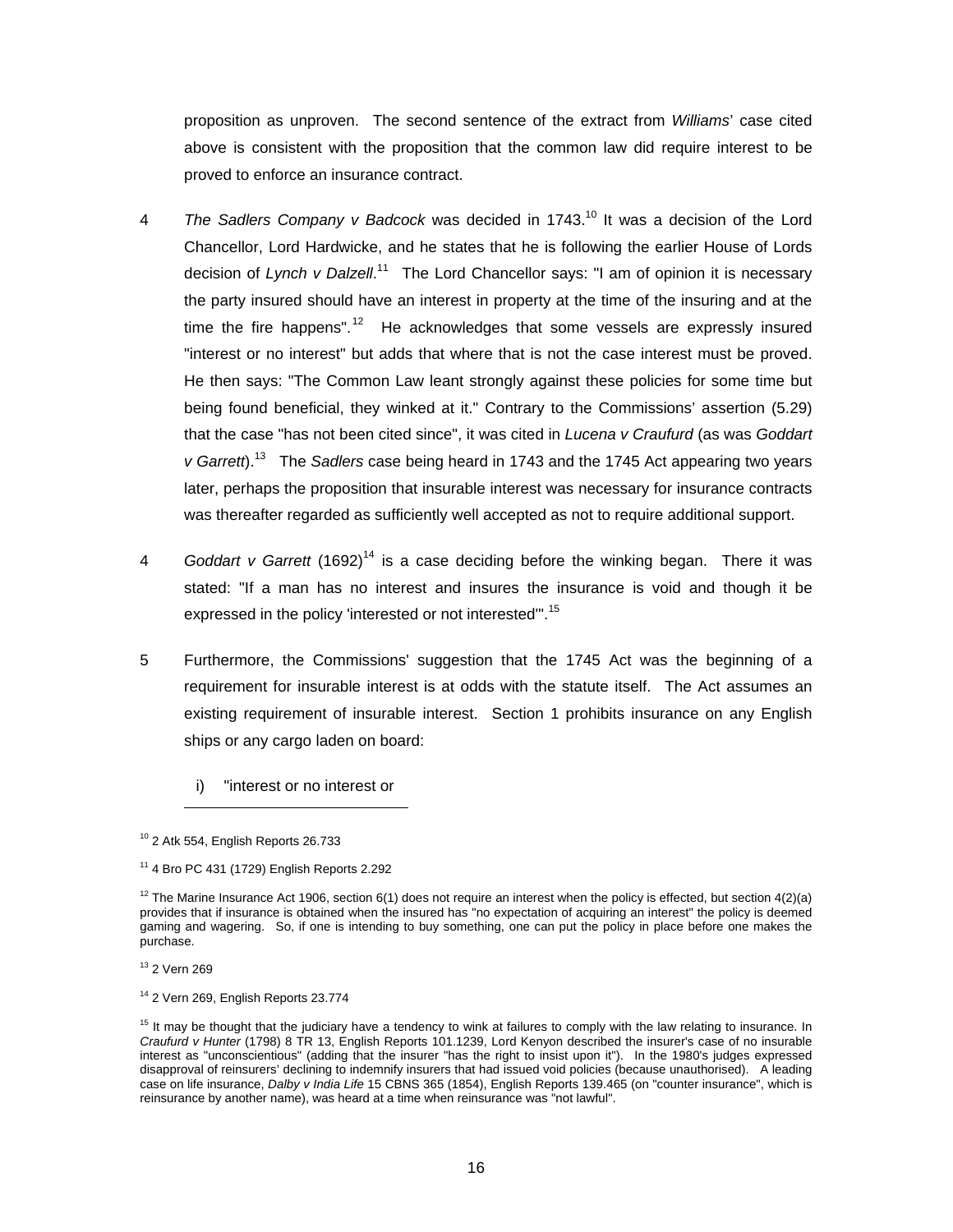proposition as unproven. The second sentence of the extract from *Williams*' case cited above is consistent with the proposition that the common law did require interest to be proved to enforce an insurance contract.

4 *The Sadlers Company v Badcock* was decided in 1743.[10] It was a decision of the Lord Chancellor, Lord Hardwicke, and he states that he is following the earlier House of Lords decision of *Lynch v Dalzell*.[11] The Lord Chancellor says: "I am of opinion it is necessary the party insured should have an interest in property at the time of the insuring and at the time the fire happens".[12] He acknowledges that some vessels are expressly insured "interest or no interest" but adds that where that is not the case interest must be proved. He then says: "The Common Law leant strongly against these policies for some time but being found beneficial, they winked at it." Contrary to the Commissions' assertion (5.29) that the case "has not been cited since", it was cited in *Lucena v Craufurd* (as was *Goddart v Garrett*).[13] The *Sadlers* case being heard in 1743 and the 1745 Act appearing two years later, perhaps the proposition that insurable interest was necessary for insurance contracts was thereafter regarded as sufficiently well accepted as not to require additional support.

4 *Goddart v Garrett* (1692)[14] is a case deciding before the winking began. There it was stated: "If a man has no interest and insures the insurance is void and though it be expressed in the policy 'interested or not interested'".[15]

5 Furthermore, the Commissions' suggestion that the 1745 Act was the beginning of a requirement for insurable interest is at odds with the statute itself. The Act assumes an existing requirement of insurable interest. Section 1 prohibits insurance on any English ships or any cargo laden on board:

i) "interest or no interest or

---

[10] 2 Atk 554, English Reports 26.733

[11] 4 Bro PC 431 (1729) English Reports 2.292

[12] The Marine Insurance Act 1906, section 6(1) does not require an interest when the policy is effected, but section 4(2)(a) provides that if insurance is obtained when the insured has "no expectation of acquiring an interest" the policy is deemed gaming and wagering. So, if one is intending to buy something, one can put the policy in place before one makes the purchase.

[13] 2 Vern 269

[14] 2 Vern 269, English Reports 23.774

[15] It may be thought that the judiciary have a tendency to wink at failures to comply with the law relating to insurance. In *Craufurd v Hunter* (1798) 8 TR 13, English Reports 101.1239, Lord Kenyon described the insurer's case of no insurable interest as "unconscientious" (adding that the insurer "has the right to insist upon it"). In the 1980's judges expressed disapproval of reinsurers' declining to indemnify insurers that had issued void policies (because unauthorised). A leading case on life insurance, *Dalby v India Life* 15 CBNS 365 (1854), English Reports 139.465 (on "counter insurance", which is reinsurance by another name), was heard at a time when reinsurance was "not lawful".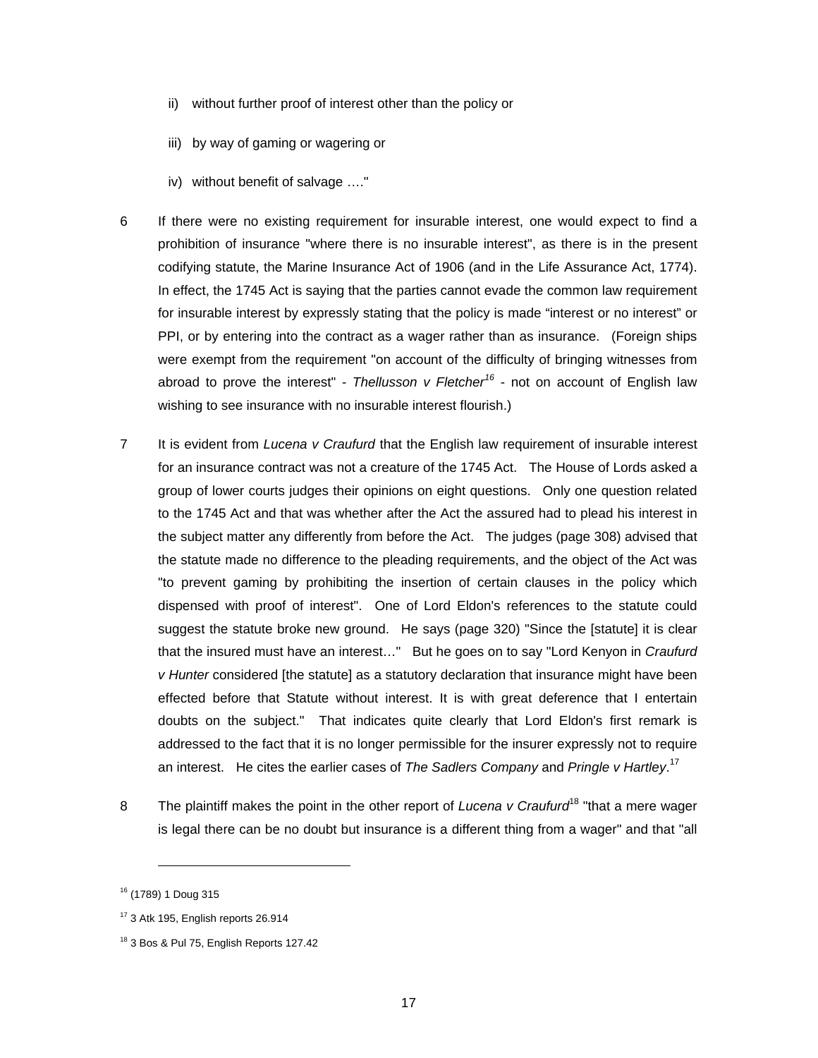ii) without further proof of interest other than the policy or

iii) by way of gaming or wagering or

iv) without benefit of salvage …."

6 If there were no existing requirement for insurable interest, one would expect to find a prohibition of insurance "where there is no insurable interest", as there is in the present codifying statute, the Marine Insurance Act of 1906 (and in the Life Assurance Act, 1774). In effect, the 1745 Act is saying that the parties cannot evade the common law requirement for insurable interest by expressly stating that the policy is made "interest or no interest" or PPI, or by entering into the contract as a wager rather than as insurance. (Foreign ships were exempt from the requirement "on account of the difficulty of bringing witnesses from abroad to prove the interest" - *Thellusson v Fletcher*[16] - not on account of English law wishing to see insurance with no insurable interest flourish.)

7 It is evident from *Lucena v Craufurd* that the English law requirement of insurable interest for an insurance contract was not a creature of the 1745 Act. The House of Lords asked a group of lower courts judges their opinions on eight questions. Only one question related to the 1745 Act and that was whether after the Act the assured had to plead his interest in the subject matter any differently from before the Act. The judges (page 308) advised that the statute made no difference to the pleading requirements, and the object of the Act was "to prevent gaming by prohibiting the insertion of certain clauses in the policy which dispensed with proof of interest". One of Lord Eldon's references to the statute could suggest the statute broke new ground. He says (page 320) "Since the [statute] it is clear that the insured must have an interest…" But he goes on to say "Lord Kenyon in *Craufurd v Hunter* considered [the statute] as a statutory declaration that insurance might have been effected before that Statute without interest. It is with great deference that I entertain doubts on the subject." That indicates quite clearly that Lord Eldon's first remark is addressed to the fact that it is no longer permissible for the insurer expressly not to require an interest. He cites the earlier cases of *The Sadlers Company* and *Pringle v Hartley*.[17]

8 The plaintiff makes the point in the other report of *Lucena v Craufurd*[18] "that a mere wager is legal there can be no doubt but insurance is a different thing from a wager" and that "all

---

[16] (1789) 1 Doug 315

[17] 3 Atk 195, English reports 26.914

[18] 3 Bos & Pul 75, English Reports 127.42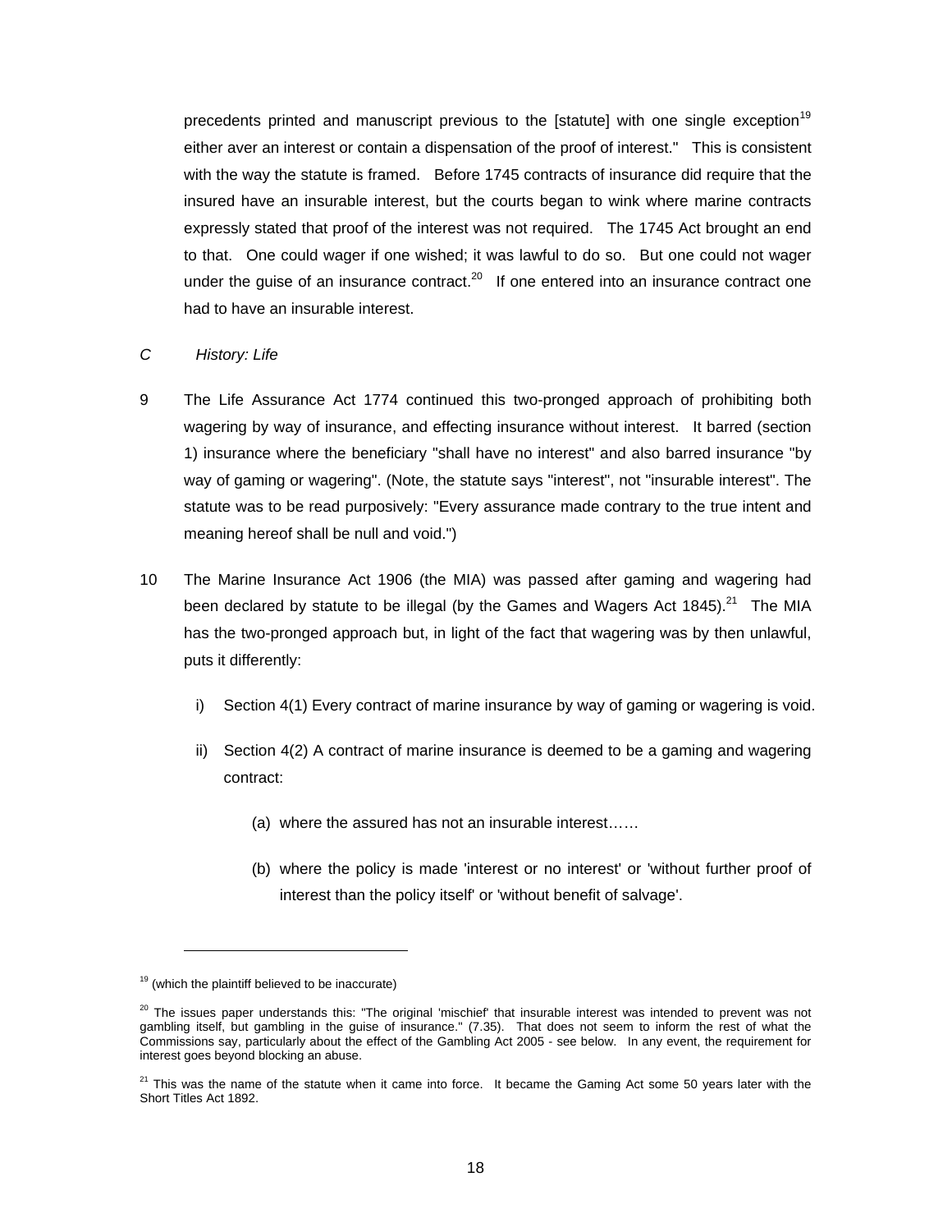precedents printed and manuscript previous to the [statute] with one single exception[19] either aver an interest or contain a dispensation of the proof of interest." This is consistent with the way the statute is framed. Before 1745 contracts of insurance did require that the insured have an insurable interest, but the courts began to wink where marine contracts expressly stated that proof of the interest was not required. The 1745 Act brought an end to that. One could wager if one wished; it was lawful to do so. But one could not wager under the guise of an insurance contract.[20] If one entered into an insurance contract one had to have an insurable interest.

*C History: Life*

9 The Life Assurance Act 1774 continued this two-pronged approach of prohibiting both wagering by way of insurance, and effecting insurance without interest. It barred (section 1) insurance where the beneficiary "shall have no interest" and also barred insurance "by way of gaming or wagering". (Note, the statute says "interest", not "insurable interest". The statute was to be read purposively: "Every assurance made contrary to the true intent and meaning hereof shall be null and void.")

10 The Marine Insurance Act 1906 (the MIA) was passed after gaming and wagering had been declared by statute to be illegal (by the Games and Wagers Act 1845).[21] The MIA has the two-pronged approach but, in light of the fact that wagering was by then unlawful, puts it differently:

i) Section 4(1) Every contract of marine insurance by way of gaming or wagering is void.

ii) Section 4(2) A contract of marine insurance is deemed to be a gaming and wagering contract:

(a) where the assured has not an insurable interest……

(b) where the policy is made 'interest or no interest' or 'without further proof of interest than the policy itself' or 'without benefit of salvage'.

---

[19] (which the plaintiff believed to be inaccurate)

[20] The issues paper understands this: "The original 'mischief' that insurable interest was intended to prevent was not gambling itself, but gambling in the guise of insurance." (7.35). That does not seem to inform the rest of what the Commissions say, particularly about the effect of the Gambling Act 2005 - see below. In any event, the requirement for interest goes beyond blocking an abuse.

[21] This was the name of the statute when it came into force. It became the Gaming Act some 50 years later with the Short Titles Act 1892.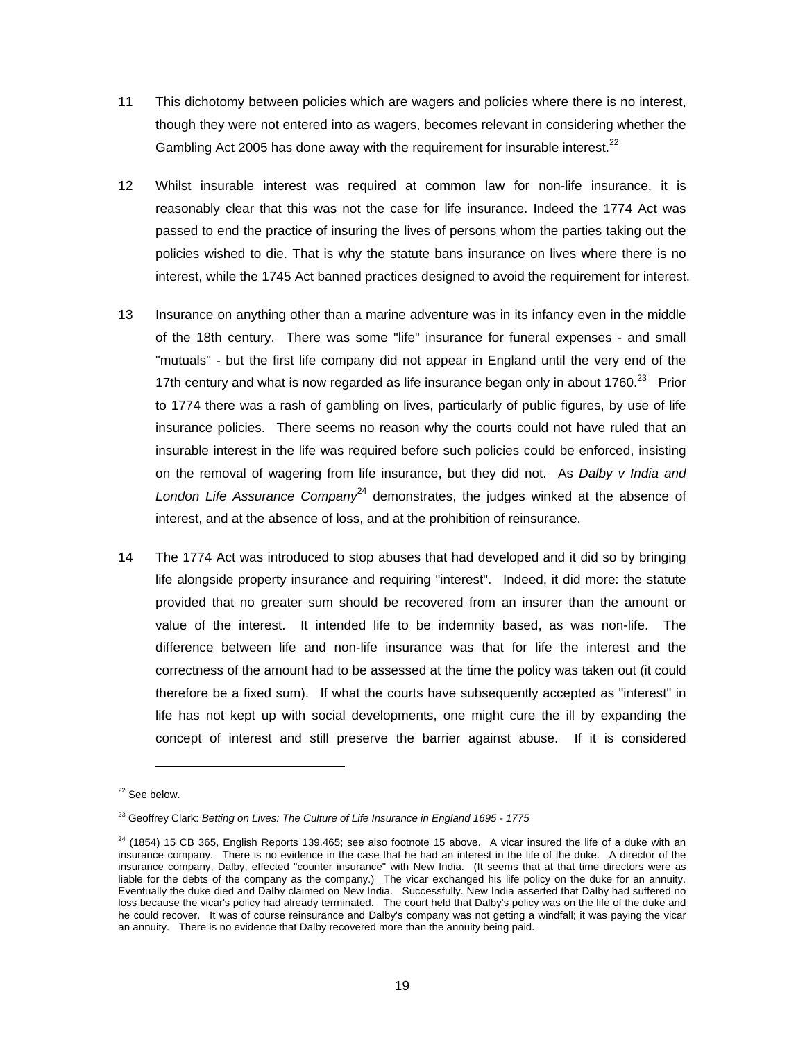11 This dichotomy between policies which are wagers and policies where there is no interest, though they were not entered into as wagers, becomes relevant in considering whether the Gambling Act 2005 has done away with the requirement for insurable interest.[22]

12 Whilst insurable interest was required at common law for non-life insurance, it is reasonably clear that this was not the case for life insurance. Indeed the 1774 Act was passed to end the practice of insuring the lives of persons whom the parties taking out the policies wished to die. That is why the statute bans insurance on lives where there is no interest, while the 1745 Act banned practices designed to avoid the requirement for interest.

13 Insurance on anything other than a marine adventure was in its infancy even in the middle of the 18th century. There was some "life" insurance for funeral expenses - and small "mutuals" - but the first life company did not appear in England until the very end of the 17th century and what is now regarded as life insurance began only in about 1760.[23] Prior to 1774 there was a rash of gambling on lives, particularly of public figures, by use of life insurance policies. There seems no reason why the courts could not have ruled that an insurable interest in the life was required before such policies could be enforced, insisting on the removal of wagering from life insurance, but they did not. As *Dalby v India and London Life Assurance Company*[24] demonstrates, the judges winked at the absence of interest, and at the absence of loss, and at the prohibition of reinsurance.

14 The 1774 Act was introduced to stop abuses that had developed and it did so by bringing life alongside property insurance and requiring "interest". Indeed, it did more: the statute provided that no greater sum should be recovered from an insurer than the amount or value of the interest. It intended life to be indemnity based, as was non-life. The difference between life and non-life insurance was that for life the interest and the correctness of the amount had to be assessed at the time the policy was taken out (it could therefore be a fixed sum). If what the courts have subsequently accepted as "interest" in life has not kept up with social developments, one might cure the ill by expanding the concept of interest and still preserve the barrier against abuse. If it is considered

---

[22] See below.

[23] Geoffrey Clark: *Betting on Lives: The Culture of Life Insurance in England 1695 - 1775*

[24] (1854) 15 CB 365, English Reports 139.465; see also footnote 15 above. A vicar insured the life of a duke with an insurance company. There is no evidence in the case that he had an interest in the life of the duke. A director of the insurance company, Dalby, effected "counter insurance" with New India. (It seems that at that time directors were as liable for the debts of the company as the company.) The vicar exchanged his life policy on the duke for an annuity. Eventually the duke died and Dalby claimed on New India. Successfully. New India asserted that Dalby had suffered no loss because the vicar's policy had already terminated. The court held that Dalby's policy was on the life of the duke and he could recover. It was of course reinsurance and Dalby's company was not getting a windfall; it was paying the vicar an annuity. There is no evidence that Dalby recovered more than the annuity being paid.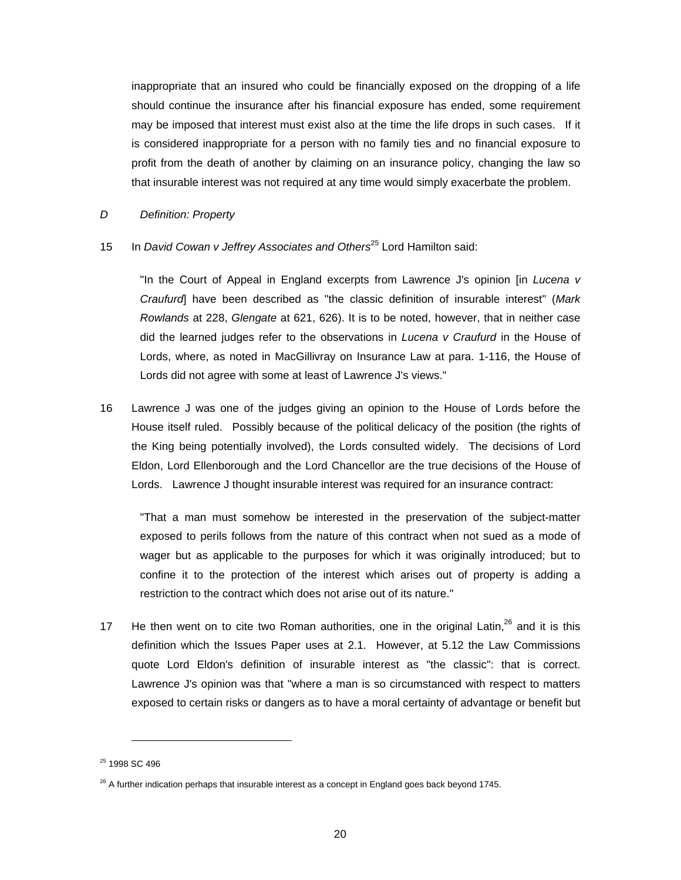inappropriate that an insured who could be financially exposed on the dropping of a life should continue the insurance after his financial exposure has ended, some requirement may be imposed that interest must exist also at the time the life drops in such cases. If it is considered inappropriate for a person with no family ties and no financial exposure to profit from the death of another by claiming on an insurance policy, changing the law so that insurable interest was not required at any time would simply exacerbate the problem.

*D Definition: Property*

15 In *David Cowan v Jeffrey Associates and Others*[25] Lord Hamilton said:

> "In the Court of Appeal in England excerpts from Lawrence J's opinion [in *Lucena v Craufurd*] have been described as "the classic definition of insurable interest" (*Mark Rowlands* at 228, *Glengate* at 621, 626). It is to be noted, however, that in neither case did the learned judges refer to the observations in *Lucena v Craufurd* in the House of Lords, where, as noted in MacGillivray on Insurance Law at para. 1-116, the House of Lords did not agree with some at least of Lawrence J's views."

16 Lawrence J was one of the judges giving an opinion to the House of Lords before the House itself ruled. Possibly because of the political delicacy of the position (the rights of the King being potentially involved), the Lords consulted widely. The decisions of Lord Eldon, Lord Ellenborough and the Lord Chancellor are the true decisions of the House of Lords. Lawrence J thought insurable interest was required for an insurance contract:

> "That a man must somehow be interested in the preservation of the subject-matter exposed to perils follows from the nature of this contract when not sued as a mode of wager but as applicable to the purposes for which it was originally introduced; but to confine it to the protection of the interest which arises out of property is adding a restriction to the contract which does not arise out of its nature."

17 He then went on to cite two Roman authorities, one in the original Latin,[26] and it is this definition which the Issues Paper uses at 2.1. However, at 5.12 the Law Commissions quote Lord Eldon's definition of insurable interest as "the classic": that is correct. Lawrence J's opinion was that "where a man is so circumstanced with respect to matters exposed to certain risks or dangers as to have a moral certainty of advantage or benefit but

---

[25] 1998 SC 496

[26] A further indication perhaps that insurable interest as a concept in England goes back beyond 1745.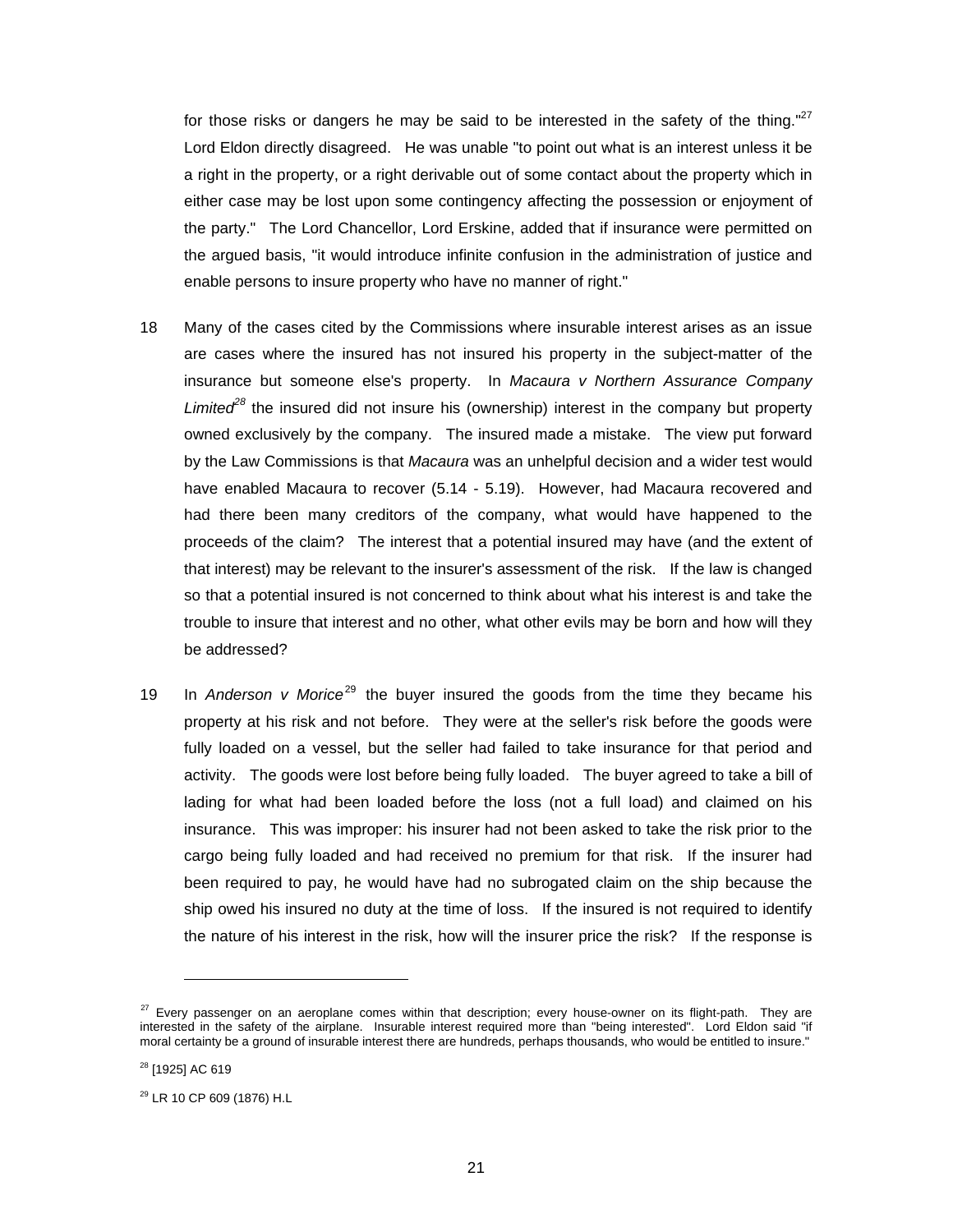for those risks or dangers he may be said to be interested in the safety of the thing."[27] Lord Eldon directly disagreed. He was unable "to point out what is an interest unless it be a right in the property, or a right derivable out of some contact about the property which in either case may be lost upon some contingency affecting the possession or enjoyment of the party." The Lord Chancellor, Lord Erskine, added that if insurance were permitted on the argued basis, "it would introduce infinite confusion in the administration of justice and enable persons to insure property who have no manner of right."

18 Many of the cases cited by the Commissions where insurable interest arises as an issue are cases where the insured has not insured his property in the subject-matter of the insurance but someone else's property. In *Macaura v Northern Assurance Company Limited*[28] the insured did not insure his (ownership) interest in the company but property owned exclusively by the company. The insured made a mistake. The view put forward by the Law Commissions is that *Macaura* was an unhelpful decision and a wider test would have enabled Macaura to recover (5.14 - 5.19). However, had Macaura recovered and had there been many creditors of the company, what would have happened to the proceeds of the claim? The interest that a potential insured may have (and the extent of that interest) may be relevant to the insurer's assessment of the risk. If the law is changed so that a potential insured is not concerned to think about what his interest is and take the trouble to insure that interest and no other, what other evils may be born and how will they be addressed?

19 In *Anderson v Morice*[29] the buyer insured the goods from the time they became his property at his risk and not before. They were at the seller's risk before the goods were fully loaded on a vessel, but the seller had failed to take insurance for that period and activity. The goods were lost before being fully loaded. The buyer agreed to take a bill of lading for what had been loaded before the loss (not a full load) and claimed on his insurance. This was improper: his insurer had not been asked to take the risk prior to the cargo being fully loaded and had received no premium for that risk. If the insurer had been required to pay, he would have had no subrogated claim on the ship because the ship owed his insured no duty at the time of loss. If the insured is not required to identify the nature of his interest in the risk, how will the insurer price the risk? If the response is

---

[27] Every passenger on an aeroplane comes within that description; every house-owner on its flight-path. They are interested in the safety of the airplane. Insurable interest required more than "being interested". Lord Eldon said "if moral certainty be a ground of insurable interest there are hundreds, perhaps thousands, who would be entitled to insure."

[28] [1925] AC 619

[29] LR 10 CP 609 (1876) H.L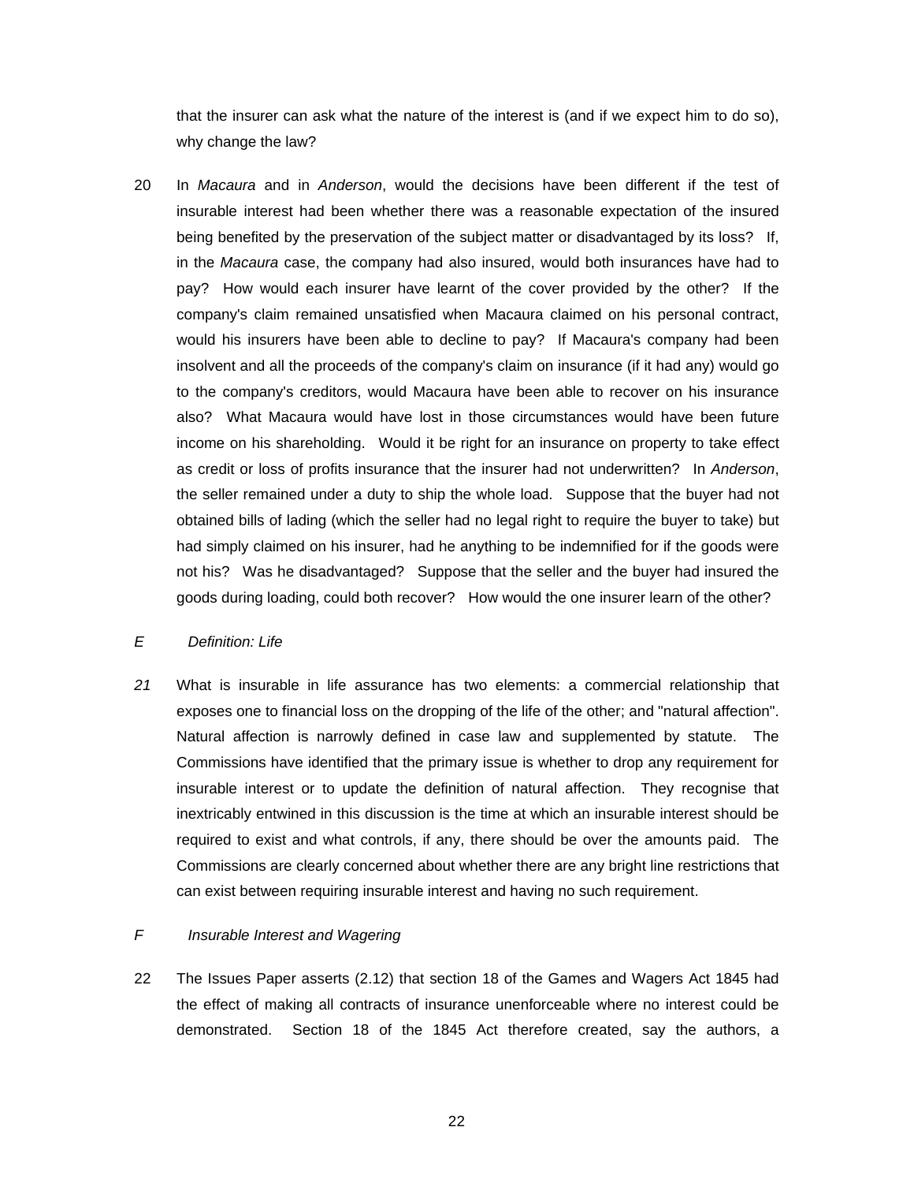that the insurer can ask what the nature of the interest is (and if we expect him to do so), why change the law?

20 In *Macaura* and in *Anderson*, would the decisions have been different if the test of insurable interest had been whether there was a reasonable expectation of the insured being benefited by the preservation of the subject matter or disadvantaged by its loss? If, in the *Macaura* case, the company had also insured, would both insurances have had to pay? How would each insurer have learnt of the cover provided by the other? If the company's claim remained unsatisfied when Macaura claimed on his personal contract, would his insurers have been able to decline to pay? If Macaura's company had been insolvent and all the proceeds of the company's claim on insurance (if it had any) would go to the company's creditors, would Macaura have been able to recover on his insurance also? What Macaura would have lost in those circumstances would have been future income on his shareholding. Would it be right for an insurance on property to take effect as credit or loss of profits insurance that the insurer had not underwritten? In *Anderson*, the seller remained under a duty to ship the whole load. Suppose that the buyer had not obtained bills of lading (which the seller had no legal right to require the buyer to take) but had simply claimed on his insurer, had he anything to be indemnified for if the goods were not his? Was he disadvantaged? Suppose that the seller and the buyer had insured the goods during loading, could both recover? How would the one insurer learn of the other?

## *E Definition: Life*

*21* What is insurable in life assurance has two elements: a commercial relationship that exposes one to financial loss on the dropping of the life of the other; and "natural affection". Natural affection is narrowly defined in case law and supplemented by statute. The Commissions have identified that the primary issue is whether to drop any requirement for insurable interest or to update the definition of natural affection. They recognise that inextricably entwined in this discussion is the time at which an insurable interest should be required to exist and what controls, if any, there should be over the amounts paid. The Commissions are clearly concerned about whether there are any bright line restrictions that can exist between requiring insurable interest and having no such requirement.

## *F Insurable Interest and Wagering*

22 The Issues Paper asserts (2.12) that section 18 of the Games and Wagers Act 1845 had the effect of making all contracts of insurance unenforceable where no interest could be demonstrated. Section 18 of the 1845 Act therefore created, say the authors, a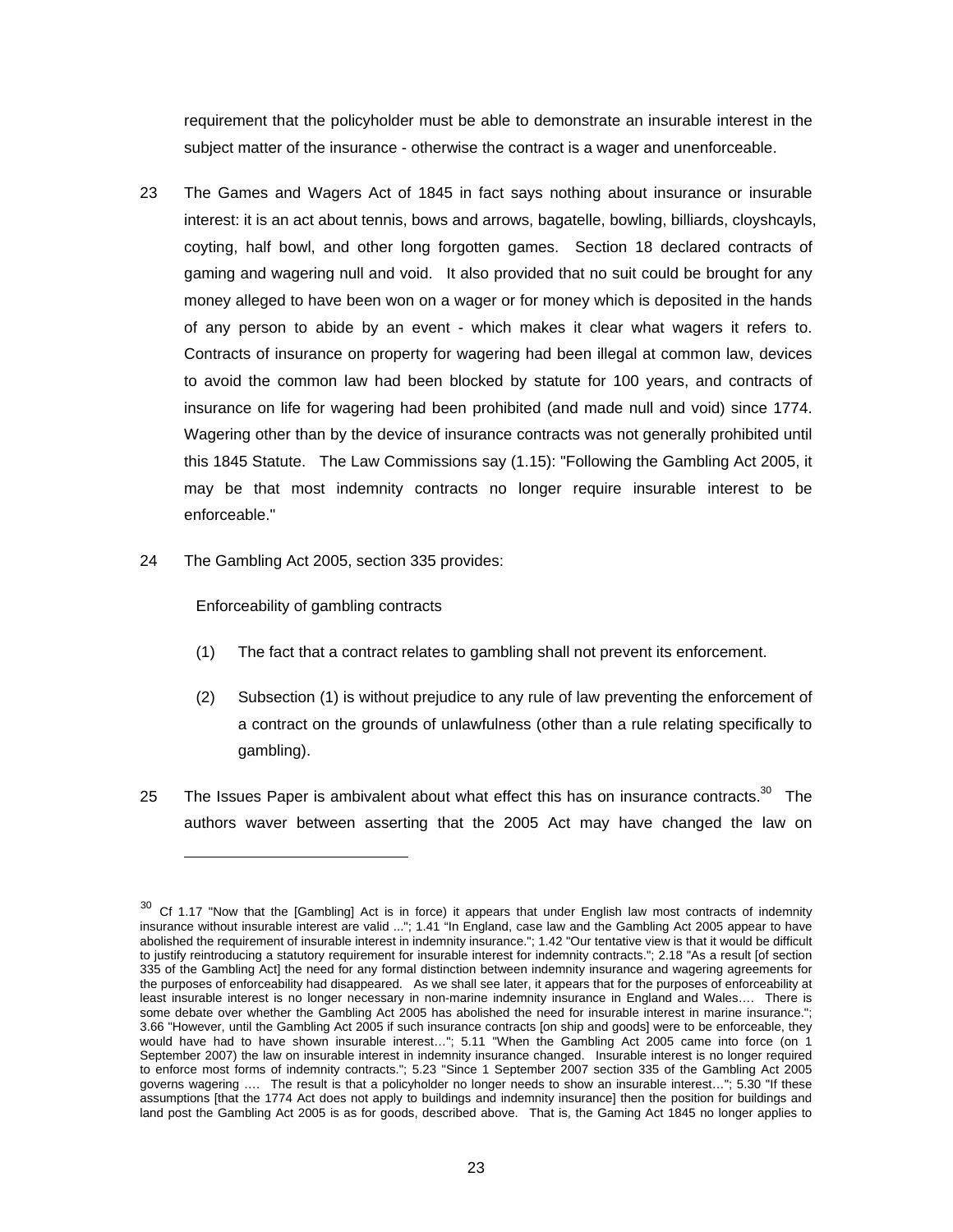requirement that the policyholder must be able to demonstrate an insurable interest in the subject matter of the insurance - otherwise the contract is a wager and unenforceable.

23 The Games and Wagers Act of 1845 in fact says nothing about insurance or insurable interest: it is an act about tennis, bows and arrows, bagatelle, bowling, billiards, cloyshcayls, coyting, half bowl, and other long forgotten games. Section 18 declared contracts of gaming and wagering null and void. It also provided that no suit could be brought for any money alleged to have been won on a wager or for money which is deposited in the hands of any person to abide by an event - which makes it clear what wagers it refers to. Contracts of insurance on property for wagering had been illegal at common law, devices to avoid the common law had been blocked by statute for 100 years, and contracts of insurance on life for wagering had been prohibited (and made null and void) since 1774. Wagering other than by the device of insurance contracts was not generally prohibited until this 1845 Statute. The Law Commissions say (1.15): "Following the Gambling Act 2005, it may be that most indemnity contracts no longer require insurable interest to be enforceable."

24 The Gambling Act 2005, section 335 provides:

Enforceability of gambling contracts

(1) The fact that a contract relates to gambling shall not prevent its enforcement.

(2) Subsection (1) is without prejudice to any rule of law preventing the enforcement of a contract on the grounds of unlawfulness (other than a rule relating specifically to gambling).

25 The Issues Paper is ambivalent about what effect this has on insurance contracts.[30] The authors waver between asserting that the 2005 Act may have changed the law on

---

[30] Cf 1.17 "Now that the [Gambling] Act is in force) it appears that under English law most contracts of indemnity insurance without insurable interest are valid ..."; 1.41 "In England, case law and the Gambling Act 2005 appear to have abolished the requirement of insurable interest in indemnity insurance."; 1.42 "Our tentative view is that it would be difficult to justify reintroducing a statutory requirement for insurable interest for indemnity contracts."; 2.18 "As a result [of section 335 of the Gambling Act] the need for any formal distinction between indemnity insurance and wagering agreements for the purposes of enforceability had disappeared. As we shall see later, it appears that for the purposes of enforceability at least insurable interest is no longer necessary in non-marine indemnity insurance in England and Wales…. There is some debate over whether the Gambling Act 2005 has abolished the need for insurable interest in marine insurance."; 3.66 "However, until the Gambling Act 2005 if such insurance contracts [on ship and goods] were to be enforceable, they would have had to have shown insurable interest…"; 5.11 "When the Gambling Act 2005 came into force (on 1 September 2007) the law on insurable interest in indemnity insurance changed. Insurable interest is no longer required to enforce most forms of indemnity contracts."; 5.23 "Since 1 September 2007 section 335 of the Gambling Act 2005 governs wagering …. The result is that a policyholder no longer needs to show an insurable interest…"; 5.30 "If these assumptions [that the 1774 Act does not apply to buildings and indemnity insurance] then the position for buildings and land post the Gambling Act 2005 is as for goods, described above. That is, the Gaming Act 1845 no longer applies to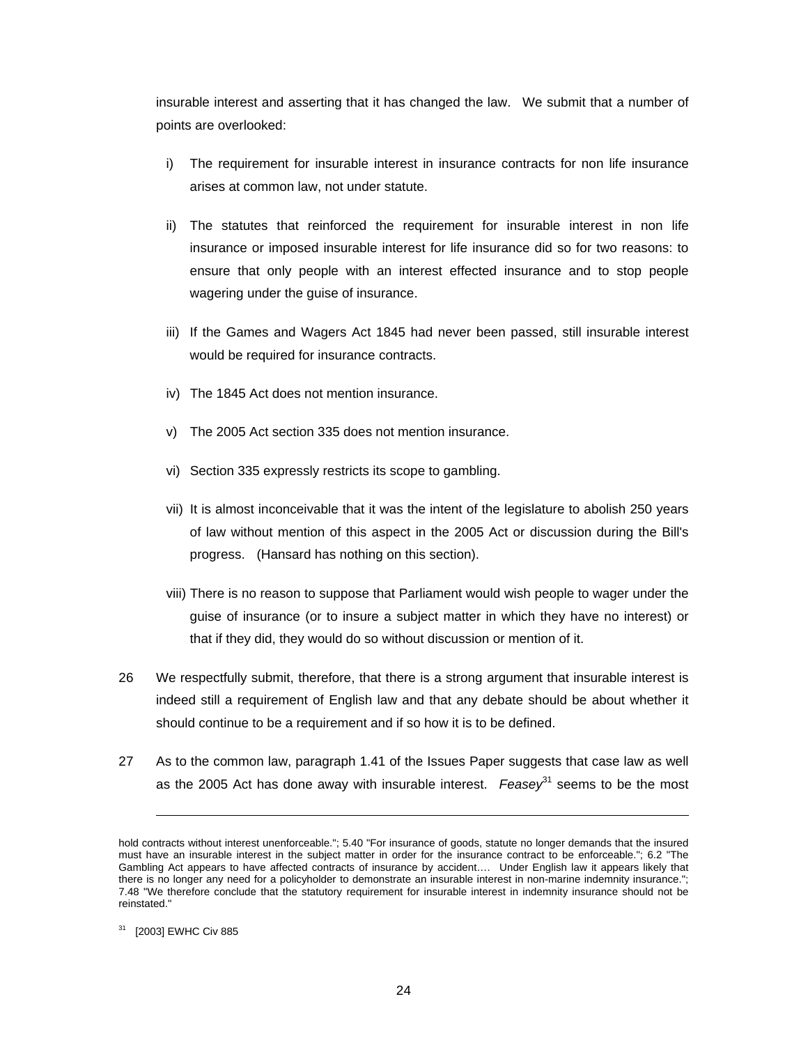insurable interest and asserting that it has changed the law. We submit that a number of points are overlooked:

i) The requirement for insurable interest in insurance contracts for non life insurance arises at common law, not under statute.

ii) The statutes that reinforced the requirement for insurable interest in non life insurance or imposed insurable interest for life insurance did so for two reasons: to ensure that only people with an interest effected insurance and to stop people wagering under the guise of insurance.

iii) If the Games and Wagers Act 1845 had never been passed, still insurable interest would be required for insurance contracts.

iv) The 1845 Act does not mention insurance.

v) The 2005 Act section 335 does not mention insurance.

vi) Section 335 expressly restricts its scope to gambling.

vii) It is almost inconceivable that it was the intent of the legislature to abolish 250 years of law without mention of this aspect in the 2005 Act or discussion during the Bill's progress. (Hansard has nothing on this section).

viii) There is no reason to suppose that Parliament would wish people to wager under the guise of insurance (or to insure a subject matter in which they have no interest) or that if they did, they would do so without discussion or mention of it.

26 We respectfully submit, therefore, that there is a strong argument that insurable interest is indeed still a requirement of English law and that any debate should be about whether it should continue to be a requirement and if so how it is to be defined.

27 As to the common law, paragraph 1.41 of the Issues Paper suggests that case law as well as the 2005 Act has done away with insurable interest. *Feasey*[31] seems to be the most

---

hold contracts without interest unenforceable."; 5.40 "For insurance of goods, statute no longer demands that the insured must have an insurable interest in the subject matter in order for the insurance contract to be enforceable."; 6.2 "The Gambling Act appears to have affected contracts of insurance by accident.... Under English law it appears likely that there is no longer any need for a policyholder to demonstrate an insurable interest in non-marine indemnity insurance."; 7.48 "We therefore conclude that the statutory requirement for insurable interest in indemnity insurance should not be reinstated."

[31] [2003] EWHC Civ 885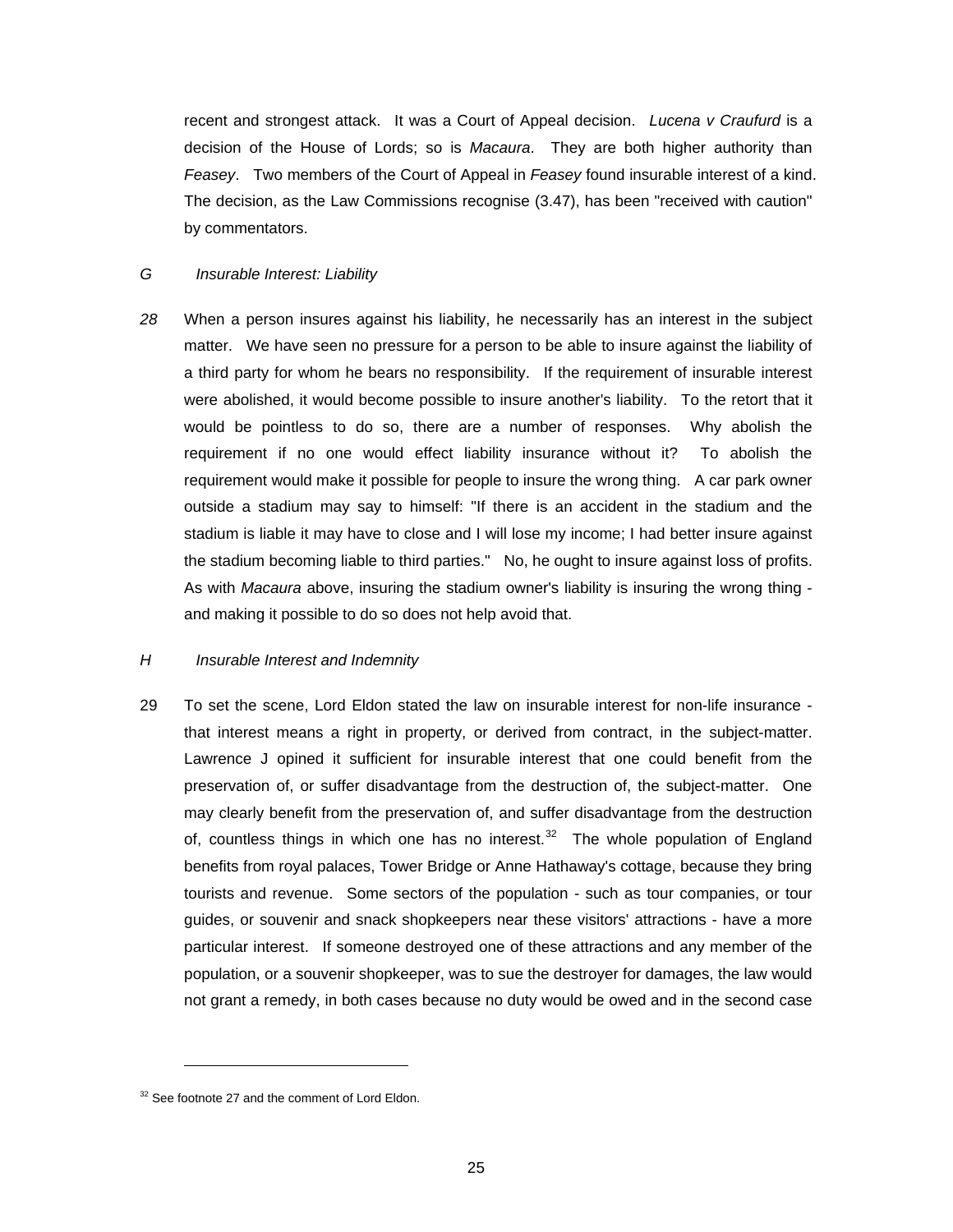recent and strongest attack. It was a Court of Appeal decision. *Lucena v Craufurd* is a decision of the House of Lords; so is *Macaura*. They are both higher authority than *Feasey*. Two members of the Court of Appeal in *Feasey* found insurable interest of a kind. The decision, as the Law Commissions recognise (3.47), has been "received with caution" by commentators.

## *G Insurable Interest: Liability*

*28* When a person insures against his liability, he necessarily has an interest in the subject matter. We have seen no pressure for a person to be able to insure against the liability of a third party for whom he bears no responsibility. If the requirement of insurable interest were abolished, it would become possible to insure another's liability. To the retort that it would be pointless to do so, there are a number of responses. Why abolish the requirement if no one would effect liability insurance without it? To abolish the requirement would make it possible for people to insure the wrong thing. A car park owner outside a stadium may say to himself: "If there is an accident in the stadium and the stadium is liable it may have to close and I will lose my income; I had better insure against the stadium becoming liable to third parties." No, he ought to insure against loss of profits. As with *Macaura* above, insuring the stadium owner's liability is insuring the wrong thing - and making it possible to do so does not help avoid that.

## *H Insurable Interest and Indemnity*

29 To set the scene, Lord Eldon stated the law on insurable interest for non-life insurance - that interest means a right in property, or derived from contract, in the subject-matter. Lawrence J opined it sufficient for insurable interest that one could benefit from the preservation of, or suffer disadvantage from the destruction of, the subject-matter. One may clearly benefit from the preservation of, and suffer disadvantage from the destruction of, countless things in which one has no interest.[32] The whole population of England benefits from royal palaces, Tower Bridge or Anne Hathaway's cottage, because they bring tourists and revenue. Some sectors of the population - such as tour companies, or tour guides, or souvenir and snack shopkeepers near these visitors' attractions - have a more particular interest. If someone destroyed one of these attractions and any member of the population, or a souvenir shopkeeper, was to sue the destroyer for damages, the law would not grant a remedy, in both cases because no duty would be owed and in the second case

---

[32] See footnote 27 and the comment of Lord Eldon.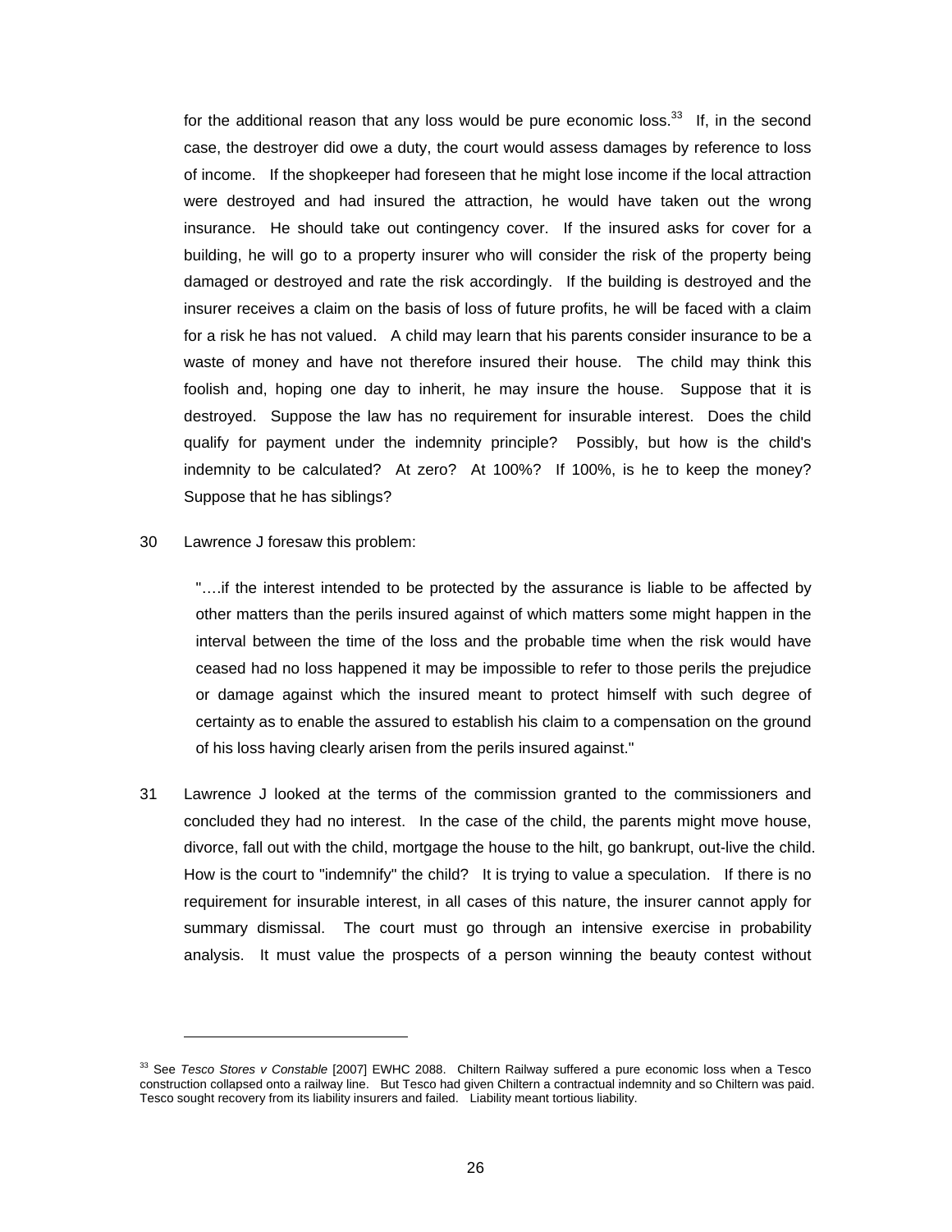for the additional reason that any loss would be pure economic loss.[33] If, in the second case, the destroyer did owe a duty, the court would assess damages by reference to loss of income. If the shopkeeper had foreseen that he might lose income if the local attraction were destroyed and had insured the attraction, he would have taken out the wrong insurance. He should take out contingency cover. If the insured asks for cover for a building, he will go to a property insurer who will consider the risk of the property being damaged or destroyed and rate the risk accordingly. If the building is destroyed and the insurer receives a claim on the basis of loss of future profits, he will be faced with a claim for a risk he has not valued. A child may learn that his parents consider insurance to be a waste of money and have not therefore insured their house. The child may think this foolish and, hoping one day to inherit, he may insure the house. Suppose that it is destroyed. Suppose the law has no requirement for insurable interest. Does the child qualify for payment under the indemnity principle? Possibly, but how is the child's indemnity to be calculated? At zero? At 100%? If 100%, is he to keep the money? Suppose that he has siblings?

30 Lawrence J foresaw this problem:

> "….if the interest intended to be protected by the assurance is liable to be affected by other matters than the perils insured against of which matters some might happen in the interval between the time of the loss and the probable time when the risk would have ceased had no loss happened it may be impossible to refer to those perils the prejudice or damage against which the insured meant to protect himself with such degree of certainty as to enable the assured to establish his claim to a compensation on the ground of his loss having clearly arisen from the perils insured against."

31 Lawrence J looked at the terms of the commission granted to the commissioners and concluded they had no interest. In the case of the child, the parents might move house, divorce, fall out with the child, mortgage the house to the hilt, go bankrupt, out-live the child. How is the court to "indemnify" the child? It is trying to value a speculation. If there is no requirement for insurable interest, in all cases of this nature, the insurer cannot apply for summary dismissal. The court must go through an intensive exercise in probability analysis. It must value the prospects of a person winning the beauty contest without

---

[33] See *Tesco Stores v Constable* [2007] EWHC 2088. Chiltern Railway suffered a pure economic loss when a Tesco construction collapsed onto a railway line. But Tesco had given Chiltern a contractual indemnity and so Chiltern was paid. Tesco sought recovery from its liability insurers and failed. Liability meant tortious liability.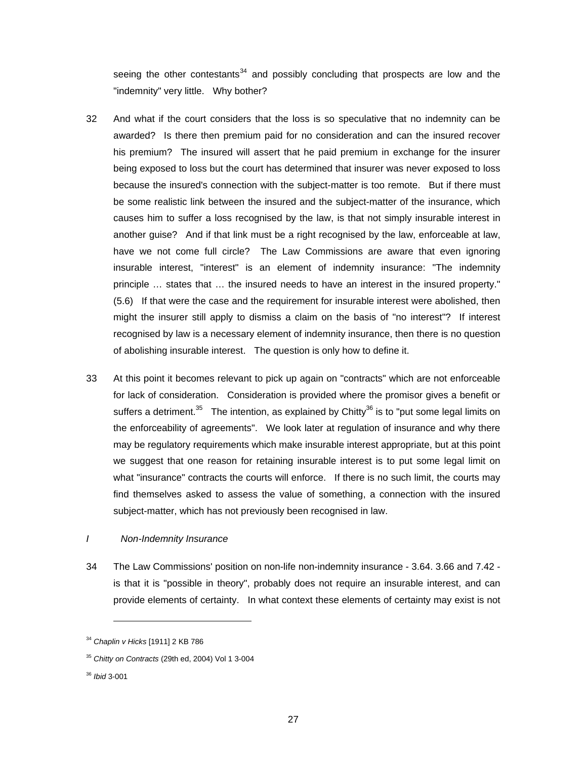seeing the other contestants[34] and possibly concluding that prospects are low and the "indemnity" very little. Why bother?

32 And what if the court considers that the loss is so speculative that no indemnity can be awarded? Is there then premium paid for no consideration and can the insured recover his premium? The insured will assert that he paid premium in exchange for the insurer being exposed to loss but the court has determined that insurer was never exposed to loss because the insured's connection with the subject-matter is too remote. But if there must be some realistic link between the insured and the subject-matter of the insurance, which causes him to suffer a loss recognised by the law, is that not simply insurable interest in another guise? And if that link must be a right recognised by the law, enforceable at law, have we not come full circle? The Law Commissions are aware that even ignoring insurable interest, "interest" is an element of indemnity insurance: "The indemnity principle … states that … the insured needs to have an interest in the insured property." (5.6) If that were the case and the requirement for insurable interest were abolished, then might the insurer still apply to dismiss a claim on the basis of "no interest"? If interest recognised by law is a necessary element of indemnity insurance, then there is no question of abolishing insurable interest. The question is only how to define it.

33 At this point it becomes relevant to pick up again on "contracts" which are not enforceable for lack of consideration. Consideration is provided where the promisor gives a benefit or suffers a detriment.[35] The intention, as explained by Chitty[36] is to "put some legal limits on the enforceability of agreements". We look later at regulation of insurance and why there may be regulatory requirements which make insurable interest appropriate, but at this point we suggest that one reason for retaining insurable interest is to put some legal limit on what "insurance" contracts the courts will enforce. If there is no such limit, the courts may find themselves asked to assess the value of something, a connection with the insured subject-matter, which has not previously been recognised in law.

*I Non-Indemnity Insurance*

34 The Law Commissions' position on non-life non-indemnity insurance - 3.64. 3.66 and 7.42 - is that it is "possible in theory", probably does not require an insurable interest, and can provide elements of certainty. In what context these elements of certainty may exist is not

---

[34] *Chaplin v Hicks* [1911] 2 KB 786

[35] *Chitty on Contracts* (29th ed, 2004) Vol 1 3-004

[36] *Ibid* 3-001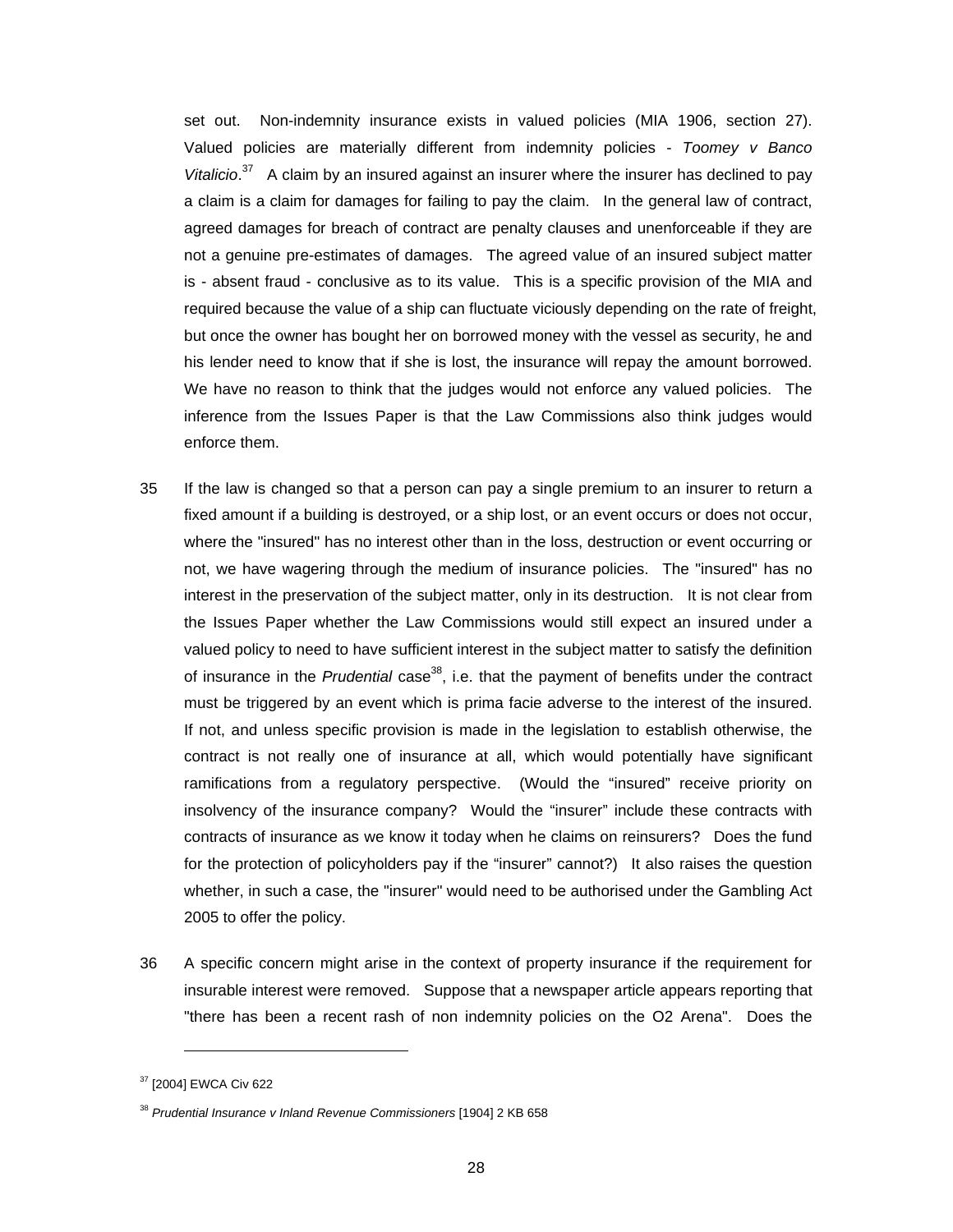set out. Non-indemnity insurance exists in valued policies (MIA 1906, section 27). Valued policies are materially different from indemnity policies - *Toomey v Banco Vitalicio*.[37] A claim by an insured against an insurer where the insurer has declined to pay a claim is a claim for damages for failing to pay the claim. In the general law of contract, agreed damages for breach of contract are penalty clauses and unenforceable if they are not a genuine pre-estimates of damages. The agreed value of an insured subject matter is - absent fraud - conclusive as to its value. This is a specific provision of the MIA and required because the value of a ship can fluctuate viciously depending on the rate of freight, but once the owner has bought her on borrowed money with the vessel as security, he and his lender need to know that if she is lost, the insurance will repay the amount borrowed. We have no reason to think that the judges would not enforce any valued policies. The inference from the Issues Paper is that the Law Commissions also think judges would enforce them.

35 If the law is changed so that a person can pay a single premium to an insurer to return a fixed amount if a building is destroyed, or a ship lost, or an event occurs or does not occur, where the "insured" has no interest other than in the loss, destruction or event occurring or not, we have wagering through the medium of insurance policies. The "insured" has no interest in the preservation of the subject matter, only in its destruction. It is not clear from the Issues Paper whether the Law Commissions would still expect an insured under a valued policy to need to have sufficient interest in the subject matter to satisfy the definition of insurance in the *Prudential* case[38], i.e. that the payment of benefits under the contract must be triggered by an event which is prima facie adverse to the interest of the insured. If not, and unless specific provision is made in the legislation to establish otherwise, the contract is not really one of insurance at all, which would potentially have significant ramifications from a regulatory perspective. (Would the "insured" receive priority on insolvency of the insurance company? Would the "insurer" include these contracts with contracts of insurance as we know it today when he claims on reinsurers? Does the fund for the protection of policyholders pay if the "insurer" cannot?) It also raises the question whether, in such a case, the "insurer" would need to be authorised under the Gambling Act 2005 to offer the policy.

36 A specific concern might arise in the context of property insurance if the requirement for insurable interest were removed. Suppose that a newspaper article appears reporting that "there has been a recent rash of non indemnity policies on the O2 Arena". Does the

---

[37] [2004] EWCA Civ 622

[38] *Prudential Insurance v Inland Revenue Commissioners* [1904] 2 KB 658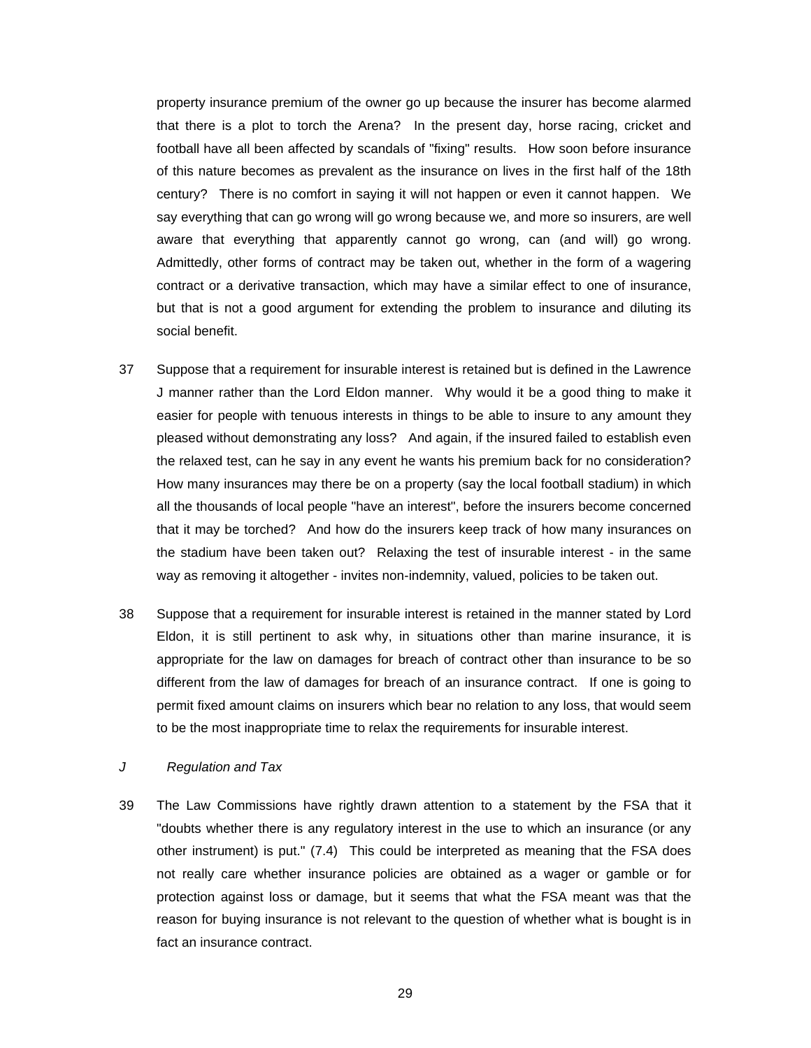property insurance premium of the owner go up because the insurer has become alarmed that there is a plot to torch the Arena? In the present day, horse racing, cricket and football have all been affected by scandals of "fixing" results. How soon before insurance of this nature becomes as prevalent as the insurance on lives in the first half of the 18th century? There is no comfort in saying it will not happen or even it cannot happen. We say everything that can go wrong will go wrong because we, and more so insurers, are well aware that everything that apparently cannot go wrong, can (and will) go wrong. Admittedly, other forms of contract may be taken out, whether in the form of a wagering contract or a derivative transaction, which may have a similar effect to one of insurance, but that is not a good argument for extending the problem to insurance and diluting its social benefit.

37 Suppose that a requirement for insurable interest is retained but is defined in the Lawrence J manner rather than the Lord Eldon manner. Why would it be a good thing to make it easier for people with tenuous interests in things to be able to insure to any amount they pleased without demonstrating any loss? And again, if the insured failed to establish even the relaxed test, can he say in any event he wants his premium back for no consideration? How many insurances may there be on a property (say the local football stadium) in which all the thousands of local people "have an interest", before the insurers become concerned that it may be torched? And how do the insurers keep track of how many insurances on the stadium have been taken out? Relaxing the test of insurable interest - in the same way as removing it altogether - invites non-indemnity, valued, policies to be taken out.

38 Suppose that a requirement for insurable interest is retained in the manner stated by Lord Eldon, it is still pertinent to ask why, in situations other than marine insurance, it is appropriate for the law on damages for breach of contract other than insurance to be so different from the law of damages for breach of an insurance contract. If one is going to permit fixed amount claims on insurers which bear no relation to any loss, that would seem to be the most inappropriate time to relax the requirements for insurable interest.

*J Regulation and Tax*

39 The Law Commissions have rightly drawn attention to a statement by the FSA that it "doubts whether there is any regulatory interest in the use to which an insurance (or any other instrument) is put." (7.4) This could be interpreted as meaning that the FSA does not really care whether insurance policies are obtained as a wager or gamble or for protection against loss or damage, but it seems that what the FSA meant was that the reason for buying insurance is not relevant to the question of whether what is bought is in fact an insurance contract.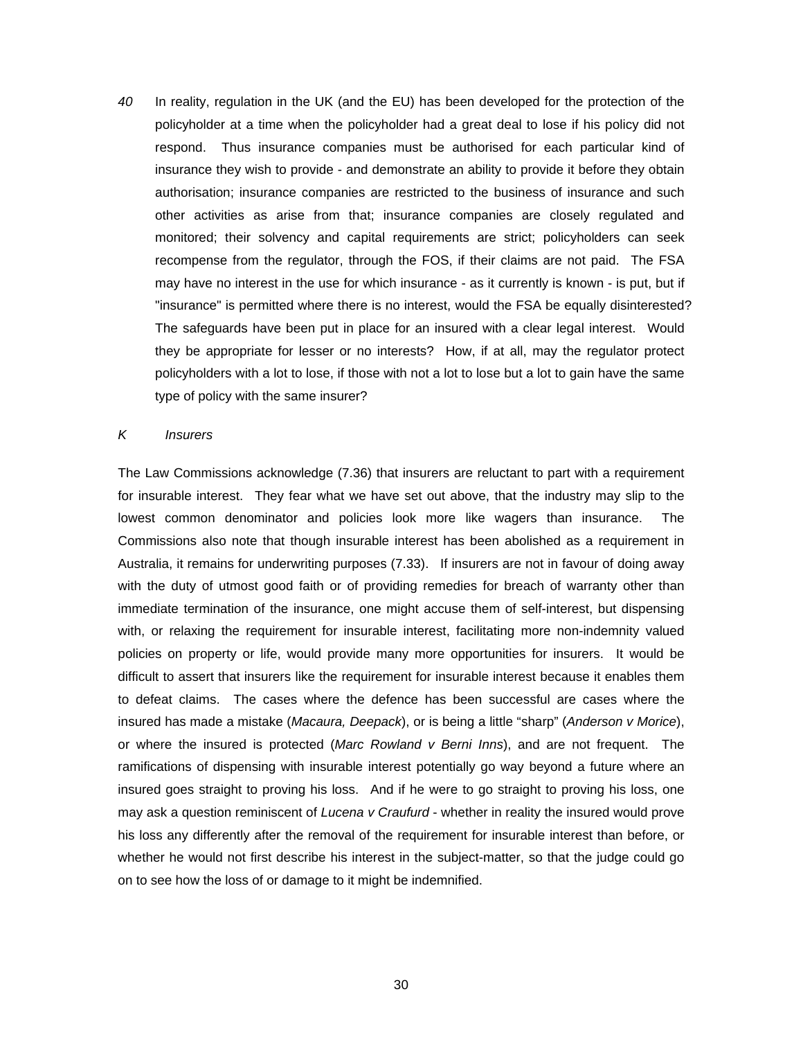*40* In reality, regulation in the UK (and the EU) has been developed for the protection of the policyholder at a time when the policyholder had a great deal to lose if his policy did not respond. Thus insurance companies must be authorised for each particular kind of insurance they wish to provide - and demonstrate an ability to provide it before they obtain authorisation; insurance companies are restricted to the business of insurance and such other activities as arise from that; insurance companies are closely regulated and monitored; their solvency and capital requirements are strict; policyholders can seek recompense from the regulator, through the FOS, if their claims are not paid. The FSA may have no interest in the use for which insurance - as it currently is known - is put, but if "insurance" is permitted where there is no interest, would the FSA be equally disinterested? The safeguards have been put in place for an insured with a clear legal interest. Would they be appropriate for lesser or no interests? How, if at all, may the regulator protect policyholders with a lot to lose, if those with not a lot to lose but a lot to gain have the same type of policy with the same insurer?

## *K Insurers*

The Law Commissions acknowledge (7.36) that insurers are reluctant to part with a requirement for insurable interest. They fear what we have set out above, that the industry may slip to the lowest common denominator and policies look more like wagers than insurance. The Commissions also note that though insurable interest has been abolished as a requirement in Australia, it remains for underwriting purposes (7.33). If insurers are not in favour of doing away with the duty of utmost good faith or of providing remedies for breach of warranty other than immediate termination of the insurance, one might accuse them of self-interest, but dispensing with, or relaxing the requirement for insurable interest, facilitating more non-indemnity valued policies on property or life, would provide many more opportunities for insurers. It would be difficult to assert that insurers like the requirement for insurable interest because it enables them to defeat claims. The cases where the defence has been successful are cases where the insured has made a mistake (*Macaura, Deepack*), or is being a little “sharp” (*Anderson v Morice*), or where the insured is protected (*Marc Rowland v Berni Inns*), and are not frequent. The ramifications of dispensing with insurable interest potentially go way beyond a future where an insured goes straight to proving his loss. And if he were to go straight to proving his loss, one may ask a question reminiscent of *Lucena v Craufurd* - whether in reality the insured would prove his loss any differently after the removal of the requirement for insurable interest than before, or whether he would not first describe his interest in the subject-matter, so that the judge could go on to see how the loss of or damage to it might be indemnified.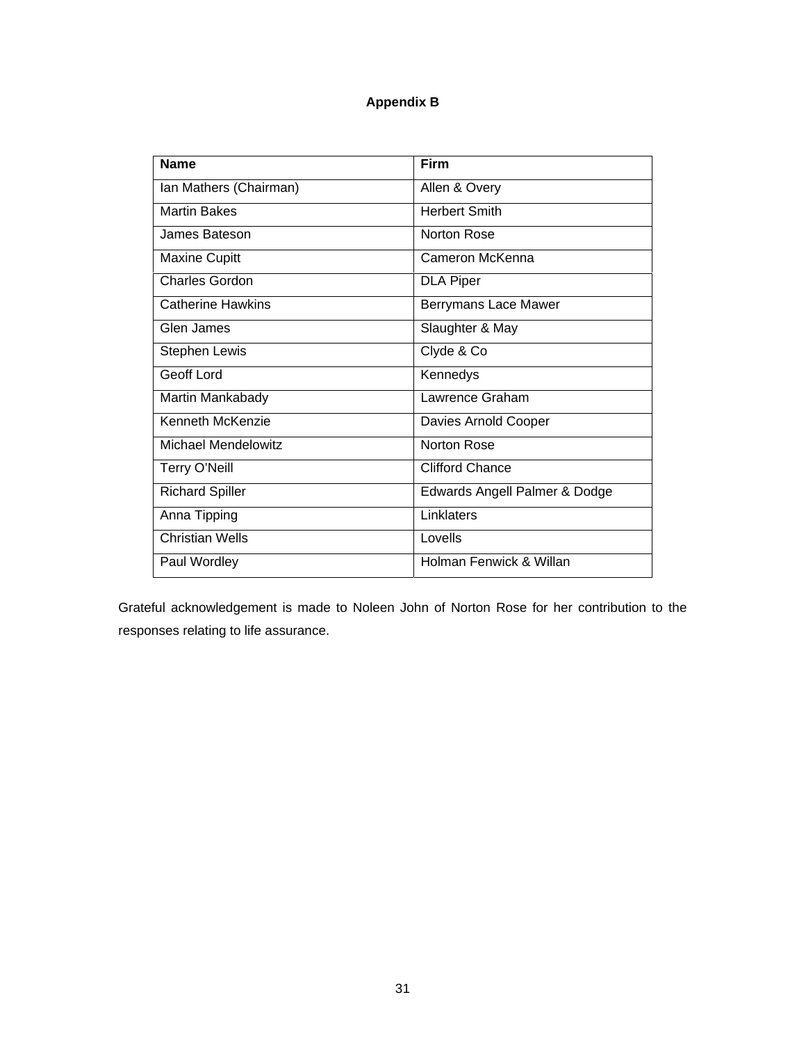# Appendix B

| Name | Firm |
| --- | --- |
| Ian Mathers (Chairman) | Allen & Overy |
| Martin Bakes | Herbert Smith |
| James Bateson | Norton Rose |
| Maxine Cupitt | Cameron McKenna |
| Charles Gordon | DLA Piper |
| Catherine Hawkins | Berrymans Lace Mawer |
| Glen James | Slaughter & May |
| Stephen Lewis | Clyde & Co |
| Geoff Lord | Kennedys |
| Martin Mankabady | Lawrence Graham |
| Kenneth McKenzie | Davies Arnold Cooper |
| Michael Mendelowitz | Norton Rose |
| Terry O'Neill | Clifford Chance |
| Richard Spiller | Edwards Angell Palmer & Dodge |
| Anna Tipping | Linklaters |
| Christian Wells | Lovells |
| Paul Wordley | Holman Fenwick & Willan |

Grateful acknowledgement is made to Noleen John of Norton Rose for her contribution to the responses relating to life assurance.